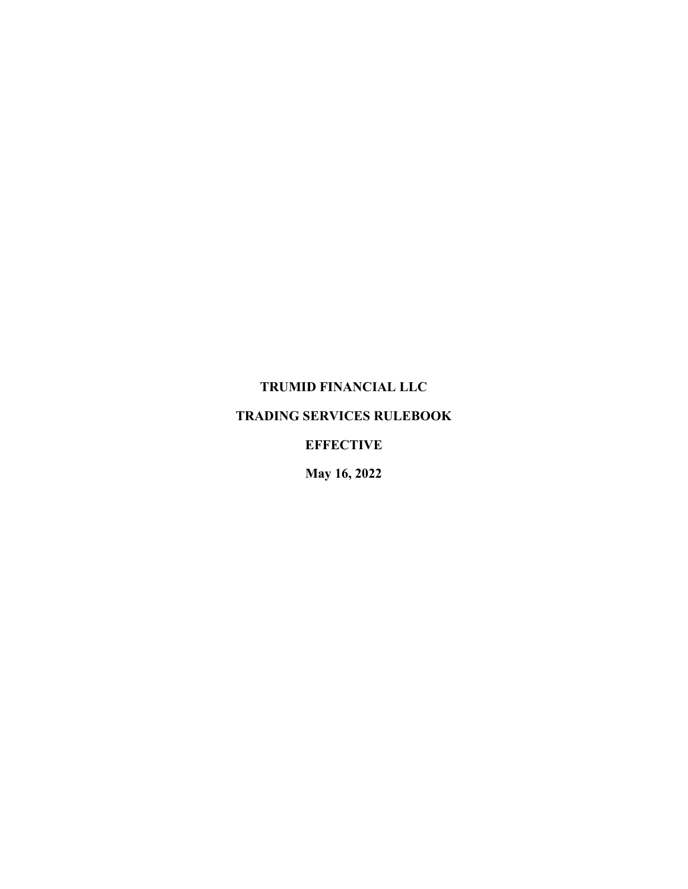# TRUMID FINANCIAL LLC

# TRADING SERVICES RULEBOOK

**EFFECTIVE**

**May 16, 2022**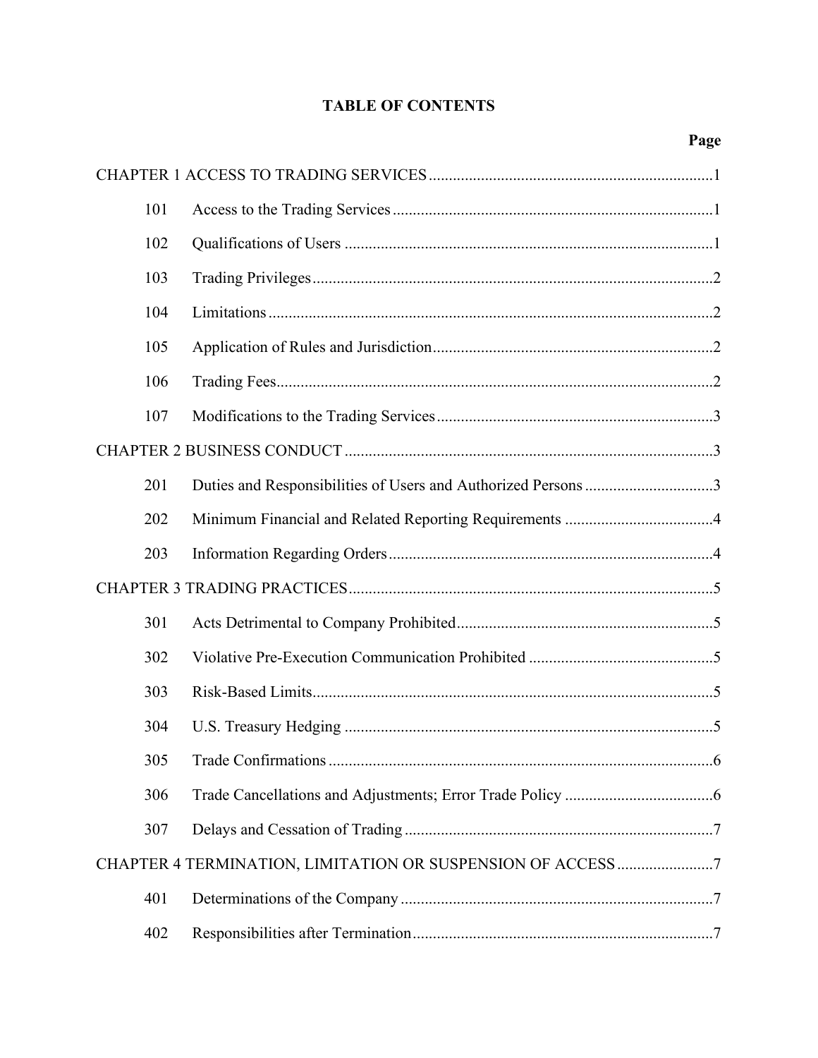# TABLE OF CONTENTS

| | | Page |
|---|---|---|
| CHAPTER 1 ACCESS TO TRADING SERVICES | | 1 |
| 101 | Access to the Trading Services | 1 |
| 102 | Qualifications of Users | 1 |
| 103 | Trading Privileges | 2 |
| 104 | Limitations | 2 |
| 105 | Application of Rules and Jurisdiction | 2 |
| 106 | Trading Fees | 2 |
| 107 | Modifications to the Trading Services | 3 |
| CHAPTER 2 BUSINESS CONDUCT | | 3 |
| 201 | Duties and Responsibilities of Users and Authorized Persons | 3 |
| 202 | Minimum Financial and Related Reporting Requirements | 4 |
| 203 | Information Regarding Orders | 4 |
| CHAPTER 3 TRADING PRACTICES | | 5 |
| 301 | Acts Detrimental to Company Prohibited | 5 |
| 302 | Violative Pre-Execution Communication Prohibited | 5 |
| 303 | Risk-Based Limits | 5 |
| 304 | U.S. Treasury Hedging | 5 |
| 305 | Trade Confirmations | 6 |
| 306 | Trade Cancellations and Adjustments; Error Trade Policy | 6 |
| 307 | Delays and Cessation of Trading | 7 |
| CHAPTER 4 TERMINATION, LIMITATION OR SUSPENSION OF ACCESS | | 7 |
| 401 | Determinations of the Company | 7 |
| 402 | Responsibilities after Termination | 7 |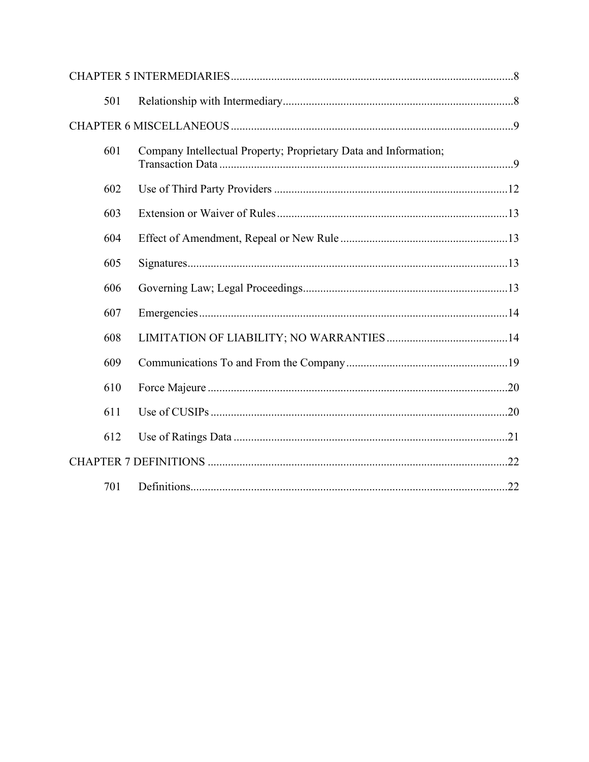CHAPTER 5 INTERMEDIARIES ..... 8

501 Relationship with Intermediary ..... 8

CHAPTER 6 MISCELLANEOUS ..... 9

601 Company Intellectual Property; Proprietary Data and Information; Transaction Data ..... 9

602 Use of Third Party Providers ..... 12

603 Extension or Waiver of Rules ..... 13

604 Effect of Amendment, Repeal or New Rule ..... 13

605 Signatures ..... 13

606 Governing Law; Legal Proceedings ..... 13

607 Emergencies ..... 14

608 LIMITATION OF LIABILITY; NO WARRANTIES ..... 14

609 Communications To and From the Company ..... 19

610 Force Majeure ..... 20

611 Use of CUSIPs ..... 20

612 Use of Ratings Data ..... 21

CHAPTER 7 DEFINITIONS ..... 22

701 Definitions ..... 22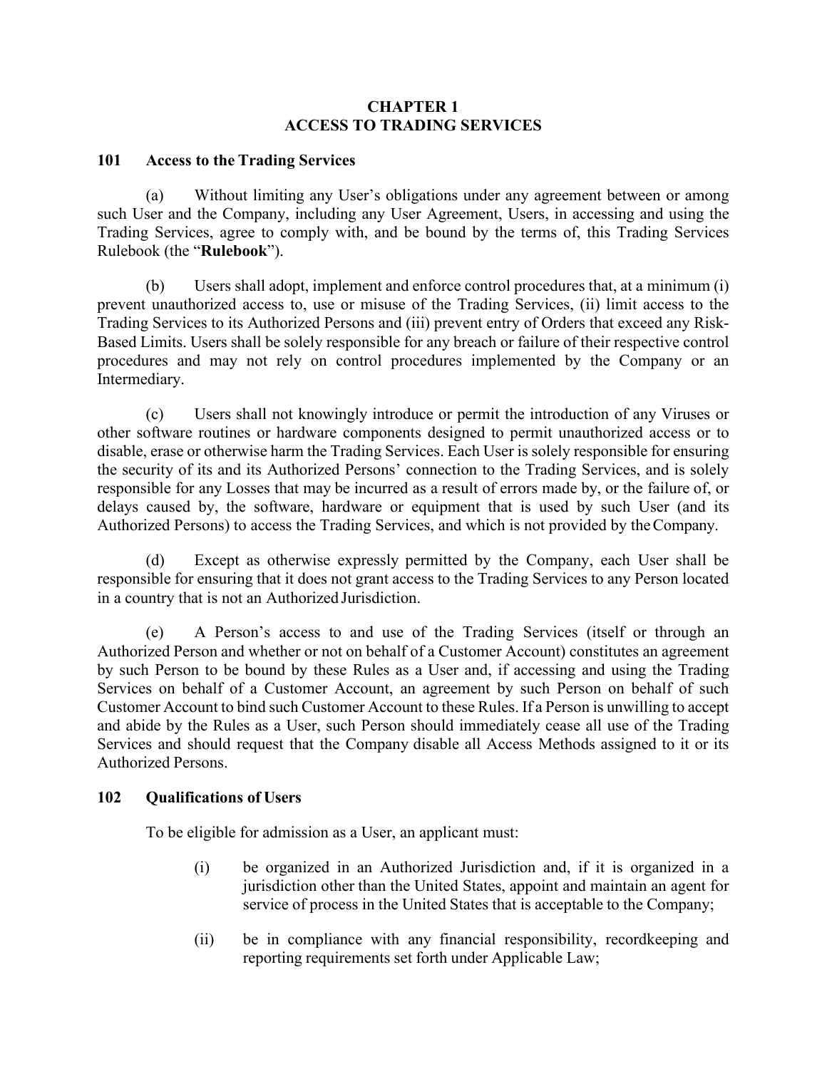# CHAPTER 1
# ACCESS TO TRADING SERVICES

## 101 Access to the Trading Services

(a) Without limiting any User's obligations under any agreement between or among such User and the Company, including any User Agreement, Users, in accessing and using the Trading Services, agree to comply with, and be bound by the terms of, this Trading Services Rulebook (the "**Rulebook**").

(b) Users shall adopt, implement and enforce control procedures that, at a minimum (i) prevent unauthorized access to, use or misuse of the Trading Services, (ii) limit access to the Trading Services to its Authorized Persons and (iii) prevent entry of Orders that exceed any Risk-Based Limits. Users shall be solely responsible for any breach or failure of their respective control procedures and may not rely on control procedures implemented by the Company or an Intermediary.

(c) Users shall not knowingly introduce or permit the introduction of any Viruses or other software routines or hardware components designed to permit unauthorized access or to disable, erase or otherwise harm the Trading Services. Each User is solely responsible for ensuring the security of its and its Authorized Persons' connection to the Trading Services, and is solely responsible for any Losses that may be incurred as a result of errors made by, or the failure of, or delays caused by, the software, hardware or equipment that is used by such User (and its Authorized Persons) to access the Trading Services, and which is not provided by the Company.

(d) Except as otherwise expressly permitted by the Company, each User shall be responsible for ensuring that it does not grant access to the Trading Services to any Person located in a country that is not an Authorized Jurisdiction.

(e) A Person's access to and use of the Trading Services (itself or through an Authorized Person and whether or not on behalf of a Customer Account) constitutes an agreement by such Person to be bound by these Rules as a User and, if accessing and using the Trading Services on behalf of a Customer Account, an agreement by such Person on behalf of such Customer Account to bind such Customer Account to these Rules. If a Person is unwilling to accept and abide by the Rules as a User, such Person should immediately cease all use of the Trading Services and should request that the Company disable all Access Methods assigned to it or its Authorized Persons.

## 102 Qualifications of Users

To be eligible for admission as a User, an applicant must:

(i) be organized in an Authorized Jurisdiction and, if it is organized in a jurisdiction other than the United States, appoint and maintain an agent for service of process in the United States that is acceptable to the Company;

(ii) be in compliance with any financial responsibility, recordkeeping and reporting requirements set forth under Applicable Law;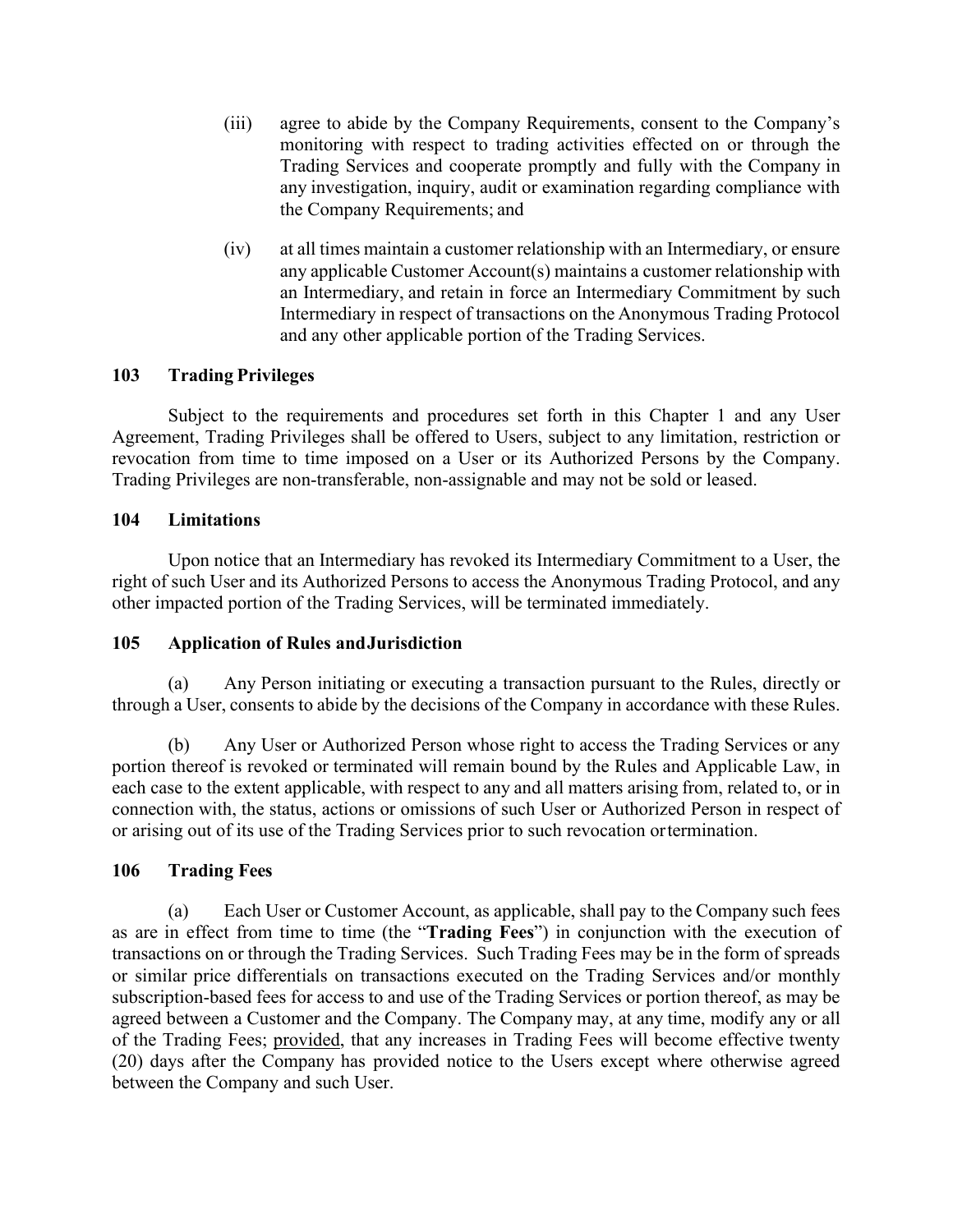(iii) agree to abide by the Company Requirements, consent to the Company's monitoring with respect to trading activities effected on or through the Trading Services and cooperate promptly and fully with the Company in any investigation, inquiry, audit or examination regarding compliance with the Company Requirements; and

(iv) at all times maintain a customer relationship with an Intermediary, or ensure any applicable Customer Account(s) maintains a customer relationship with an Intermediary, and retain in force an Intermediary Commitment by such Intermediary in respect of transactions on the Anonymous Trading Protocol and any other applicable portion of the Trading Services.

### 103 Trading Privileges

Subject to the requirements and procedures set forth in this Chapter 1 and any User Agreement, Trading Privileges shall be offered to Users, subject to any limitation, restriction or revocation from time to time imposed on a User or its Authorized Persons by the Company. Trading Privileges are non-transferable, non-assignable and may not be sold or leased.

### 104 Limitations

Upon notice that an Intermediary has revoked its Intermediary Commitment to a User, the right of such User and its Authorized Persons to access the Anonymous Trading Protocol, and any other impacted portion of the Trading Services, will be terminated immediately.

### 105 Application of Rules and Jurisdiction

(a) Any Person initiating or executing a transaction pursuant to the Rules, directly or through a User, consents to abide by the decisions of the Company in accordance with these Rules.

(b) Any User or Authorized Person whose right to access the Trading Services or any portion thereof is revoked or terminated will remain bound by the Rules and Applicable Law, in each case to the extent applicable, with respect to any and all matters arising from, related to, or in connection with, the status, actions or omissions of such User or Authorized Person in respect of or arising out of its use of the Trading Services prior to such revocation or termination.

### 106 Trading Fees

(a) Each User or Customer Account, as applicable, shall pay to the Company such fees as are in effect from time to time (the "**Trading Fees**") in conjunction with the execution of transactions on or through the Trading Services. Such Trading Fees may be in the form of spreads or similar price differentials on transactions executed on the Trading Services and/or monthly subscription-based fees for access to and use of the Trading Services or portion thereof, as may be agreed between a Customer and the Company. The Company may, at any time, modify any or all of the Trading Fees; provided, that any increases in Trading Fees will become effective twenty (20) days after the Company has provided notice to the Users except where otherwise agreed between the Company and such User.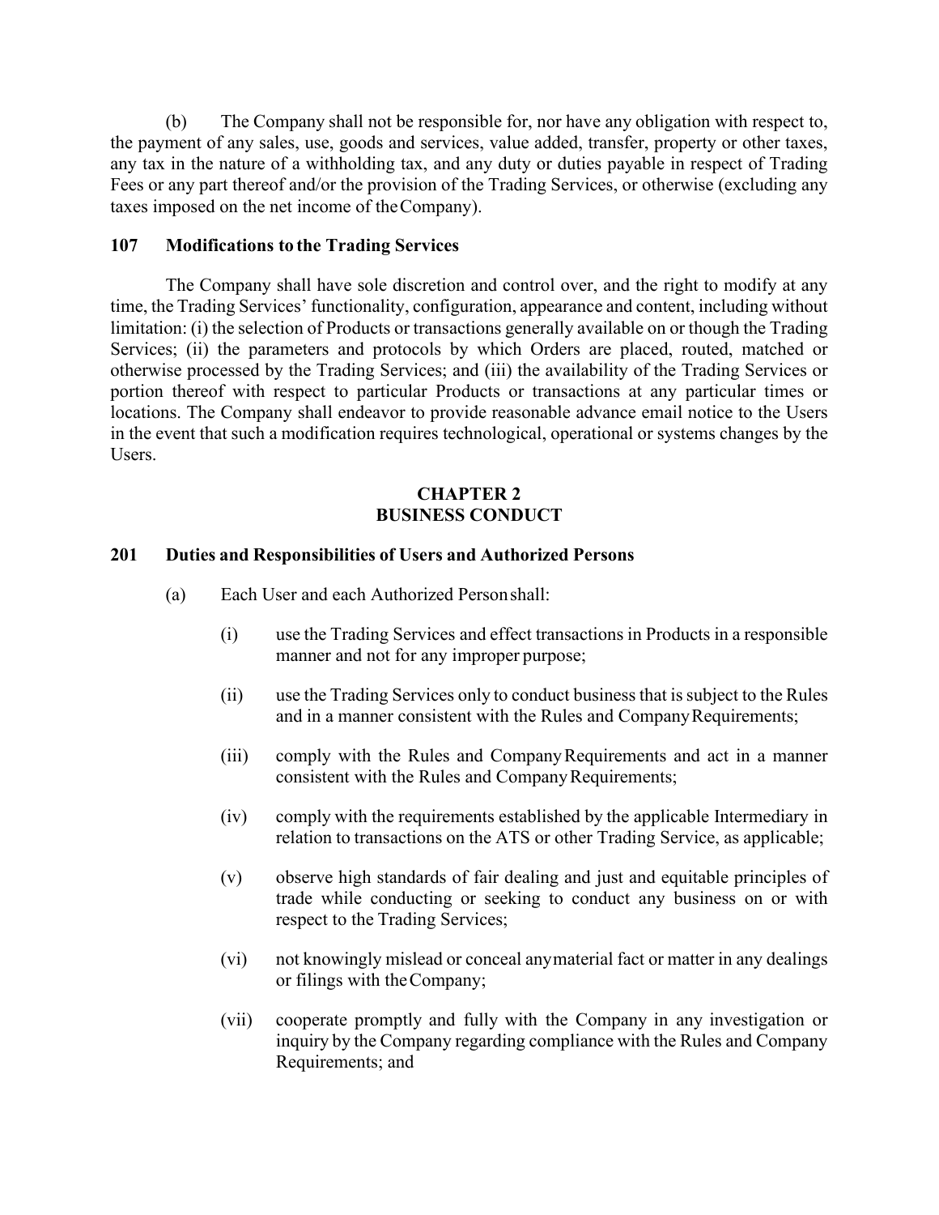(b) The Company shall not be responsible for, nor have any obligation with respect to, the payment of any sales, use, goods and services, value added, transfer, property or other taxes, any tax in the nature of a withholding tax, and any duty or duties payable in respect of Trading Fees or any part thereof and/or the provision of the Trading Services, or otherwise (excluding any taxes imposed on the net income of the Company).

### 107 Modifications to the Trading Services

The Company shall have sole discretion and control over, and the right to modify at any time, the Trading Services' functionality, configuration, appearance and content, including without limitation: (i) the selection of Products or transactions generally available on or though the Trading Services; (ii) the parameters and protocols by which Orders are placed, routed, matched or otherwise processed by the Trading Services; and (iii) the availability of the Trading Services or portion thereof with respect to particular Products or transactions at any particular times or locations. The Company shall endeavor to provide reasonable advance email notice to the Users in the event that such a modification requires technological, operational or systems changes by the Users.

## CHAPTER 2
## BUSINESS CONDUCT

### 201 Duties and Responsibilities of Users and Authorized Persons

(a) Each User and each Authorized Person shall:

(i) use the Trading Services and effect transactions in Products in a responsible manner and not for any improper purpose;

(ii) use the Trading Services only to conduct business that is subject to the Rules and in a manner consistent with the Rules and Company Requirements;

(iii) comply with the Rules and Company Requirements and act in a manner consistent with the Rules and Company Requirements;

(iv) comply with the requirements established by the applicable Intermediary in relation to transactions on the ATS or other Trading Service, as applicable;

(v) observe high standards of fair dealing and just and equitable principles of trade while conducting or seeking to conduct any business on or with respect to the Trading Services;

(vi) not knowingly mislead or conceal any material fact or matter in any dealings or filings with the Company;

(vii) cooperate promptly and fully with the Company in any investigation or inquiry by the Company regarding compliance with the Rules and Company Requirements; and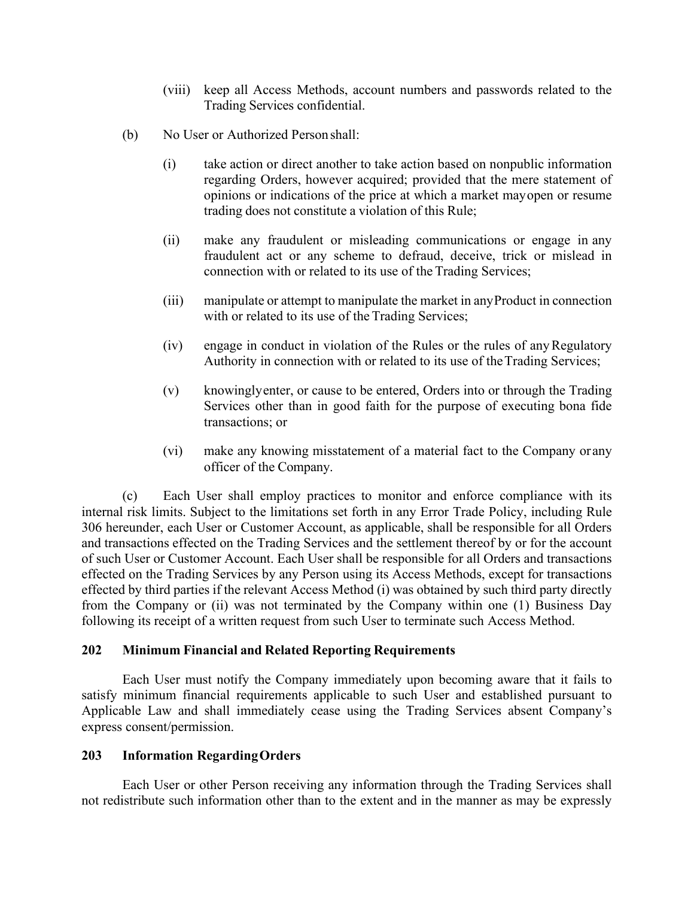(viii) keep all Access Methods, account numbers and passwords related to the Trading Services confidential.

(b) No User or Authorized Person shall:

(i) take action or direct another to take action based on nonpublic information regarding Orders, however acquired; provided that the mere statement of opinions or indications of the price at which a market may open or resume trading does not constitute a violation of this Rule;

(ii) make any fraudulent or misleading communications or engage in any fraudulent act or any scheme to defraud, deceive, trick or mislead in connection with or related to its use of the Trading Services;

(iii) manipulate or attempt to manipulate the market in any Product in connection with or related to its use of the Trading Services;

(iv) engage in conduct in violation of the Rules or the rules of any Regulatory Authority in connection with or related to its use of the Trading Services;

(v) knowingly enter, or cause to be entered, Orders into or through the Trading Services other than in good faith for the purpose of executing bona fide transactions; or

(vi) make any knowing misstatement of a material fact to the Company or any officer of the Company.

(c) Each User shall employ practices to monitor and enforce compliance with its internal risk limits. Subject to the limitations set forth in any Error Trade Policy, including Rule 306 hereunder, each User or Customer Account, as applicable, shall be responsible for all Orders and transactions effected on the Trading Services and the settlement thereof by or for the account of such User or Customer Account. Each User shall be responsible for all Orders and transactions effected on the Trading Services by any Person using its Access Methods, except for transactions effected by third parties if the relevant Access Method (i) was obtained by such third party directly from the Company or (ii) was not terminated by the Company within one (1) Business Day following its receipt of a written request from such User to terminate such Access Method.

## 202 Minimum Financial and Related Reporting Requirements

Each User must notify the Company immediately upon becoming aware that it fails to satisfy minimum financial requirements applicable to such User and established pursuant to Applicable Law and shall immediately cease using the Trading Services absent Company's express consent/permission.

## 203 Information Regarding Orders

Each User or other Person receiving any information through the Trading Services shall not redistribute such information other than to the extent and in the manner as may be expressly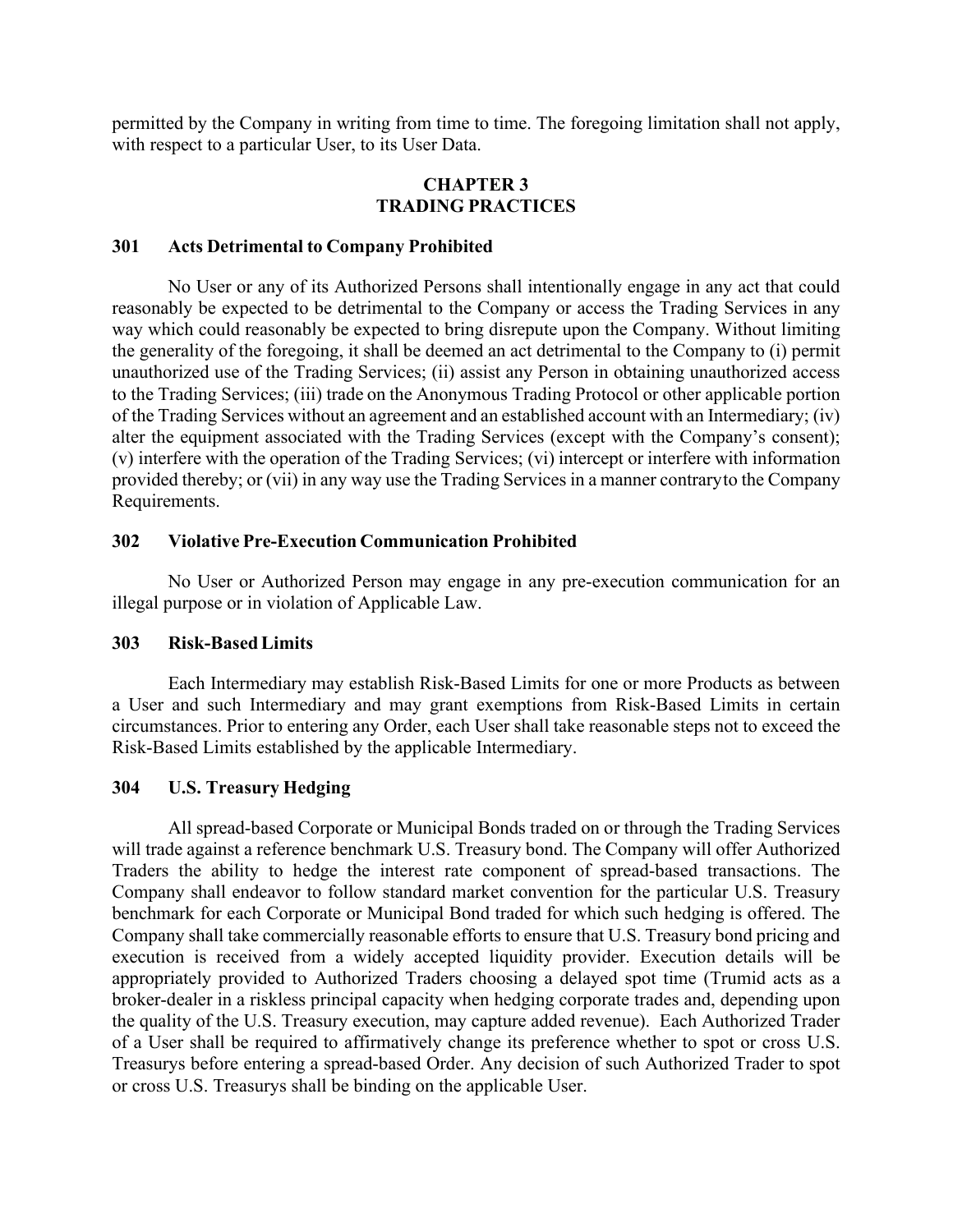permitted by the Company in writing from time to time. The foregoing limitation shall not apply, with respect to a particular User, to its User Data.

# CHAPTER 3
# TRADING PRACTICES

## 301 Acts Detrimental to Company Prohibited

No User or any of its Authorized Persons shall intentionally engage in any act that could reasonably be expected to be detrimental to the Company or access the Trading Services in any way which could reasonably be expected to bring disrepute upon the Company. Without limiting the generality of the foregoing, it shall be deemed an act detrimental to the Company to (i) permit unauthorized use of the Trading Services; (ii) assist any Person in obtaining unauthorized access to the Trading Services; (iii) trade on the Anonymous Trading Protocol or other applicable portion of the Trading Services without an agreement and an established account with an Intermediary; (iv) alter the equipment associated with the Trading Services (except with the Company's consent); (v) interfere with the operation of the Trading Services; (vi) intercept or interfere with information provided thereby; or (vii) in any way use the Trading Services in a manner contrary to the Company Requirements.

## 302 Violative Pre-Execution Communication Prohibited

No User or Authorized Person may engage in any pre-execution communication for an illegal purpose or in violation of Applicable Law.

## 303 Risk-Based Limits

Each Intermediary may establish Risk-Based Limits for one or more Products as between a User and such Intermediary and may grant exemptions from Risk-Based Limits in certain circumstances. Prior to entering any Order, each User shall take reasonable steps not to exceed the Risk-Based Limits established by the applicable Intermediary.

## 304 U.S. Treasury Hedging

All spread-based Corporate or Municipal Bonds traded on or through the Trading Services will trade against a reference benchmark U.S. Treasury bond. The Company will offer Authorized Traders the ability to hedge the interest rate component of spread-based transactions. The Company shall endeavor to follow standard market convention for the particular U.S. Treasury benchmark for each Corporate or Municipal Bond traded for which such hedging is offered. The Company shall take commercially reasonable efforts to ensure that U.S. Treasury bond pricing and execution is received from a widely accepted liquidity provider. Execution details will be appropriately provided to Authorized Traders choosing a delayed spot time (Trumid acts as a broker-dealer in a riskless principal capacity when hedging corporate trades and, depending upon the quality of the U.S. Treasury execution, may capture added revenue). Each Authorized Trader of a User shall be required to affirmatively change its preference whether to spot or cross U.S. Treasurys before entering a spread-based Order. Any decision of such Authorized Trader to spot or cross U.S. Treasurys shall be binding on the applicable User.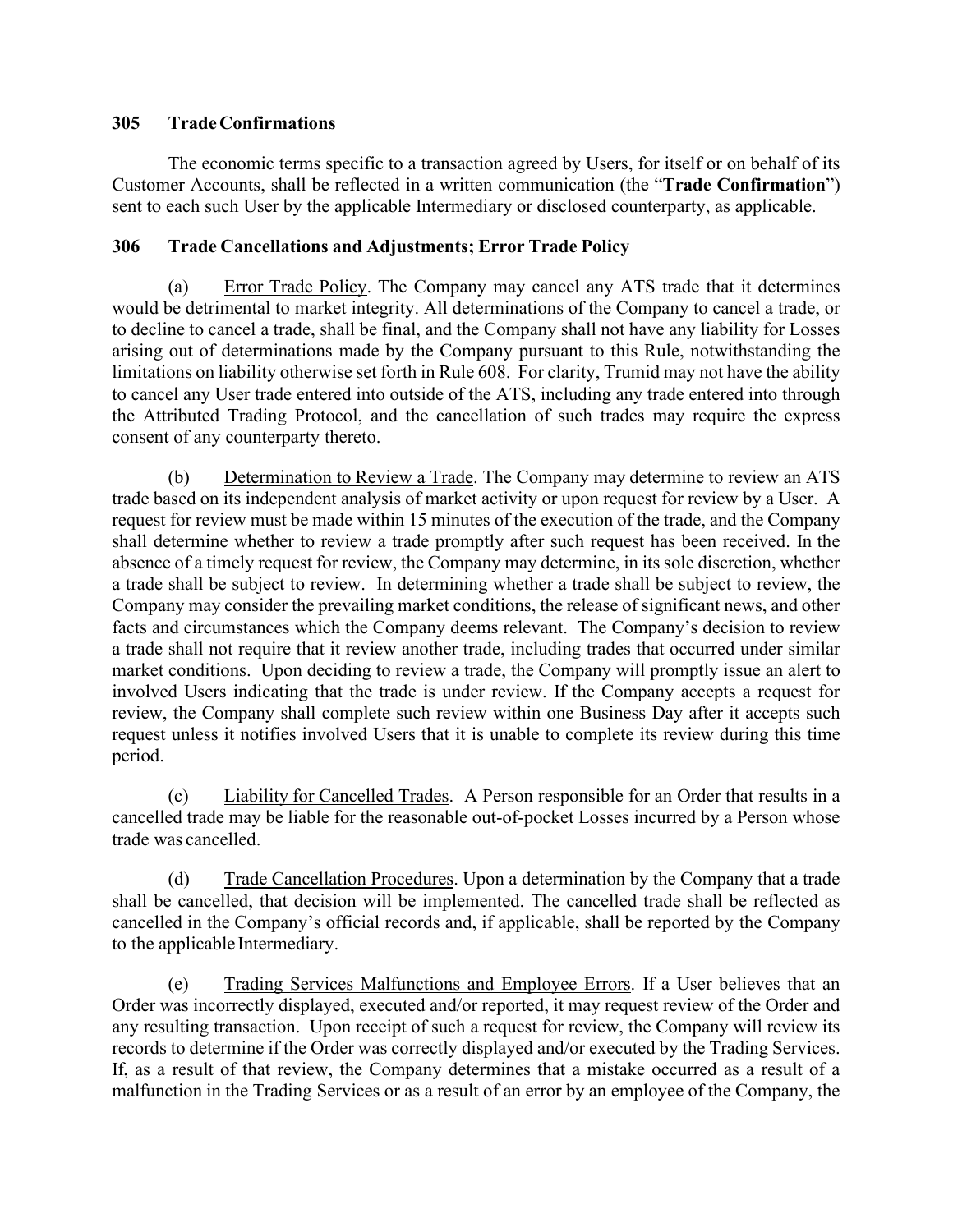### 305 Trade Confirmations

The economic terms specific to a transaction agreed by Users, for itself or on behalf of its Customer Accounts, shall be reflected in a written communication (the "**Trade Confirmation**") sent to each such User by the applicable Intermediary or disclosed counterparty, as applicable.

### 306 Trade Cancellations and Adjustments; Error Trade Policy

(a) Error Trade Policy. The Company may cancel any ATS trade that it determines would be detrimental to market integrity. All determinations of the Company to cancel a trade, or to decline to cancel a trade, shall be final, and the Company shall not have any liability for Losses arising out of determinations made by the Company pursuant to this Rule, notwithstanding the limitations on liability otherwise set forth in Rule 608. For clarity, Trumid may not have the ability to cancel any User trade entered into outside of the ATS, including any trade entered into through the Attributed Trading Protocol, and the cancellation of such trades may require the express consent of any counterparty thereto.

(b) Determination to Review a Trade. The Company may determine to review an ATS trade based on its independent analysis of market activity or upon request for review by a User. A request for review must be made within 15 minutes of the execution of the trade, and the Company shall determine whether to review a trade promptly after such request has been received. In the absence of a timely request for review, the Company may determine, in its sole discretion, whether a trade shall be subject to review. In determining whether a trade shall be subject to review, the Company may consider the prevailing market conditions, the release of significant news, and other facts and circumstances which the Company deems relevant. The Company's decision to review a trade shall not require that it review another trade, including trades that occurred under similar market conditions. Upon deciding to review a trade, the Company will promptly issue an alert to involved Users indicating that the trade is under review. If the Company accepts a request for review, the Company shall complete such review within one Business Day after it accepts such request unless it notifies involved Users that it is unable to complete its review during this time period.

(c) Liability for Cancelled Trades. A Person responsible for an Order that results in a cancelled trade may be liable for the reasonable out-of-pocket Losses incurred by a Person whose trade was cancelled.

(d) Trade Cancellation Procedures. Upon a determination by the Company that a trade shall be cancelled, that decision will be implemented. The cancelled trade shall be reflected as cancelled in the Company's official records and, if applicable, shall be reported by the Company to the applicable Intermediary.

(e) Trading Services Malfunctions and Employee Errors. If a User believes that an Order was incorrectly displayed, executed and/or reported, it may request review of the Order and any resulting transaction. Upon receipt of such a request for review, the Company will review its records to determine if the Order was correctly displayed and/or executed by the Trading Services. If, as a result of that review, the Company determines that a mistake occurred as a result of a malfunction in the Trading Services or as a result of an error by an employee of the Company, the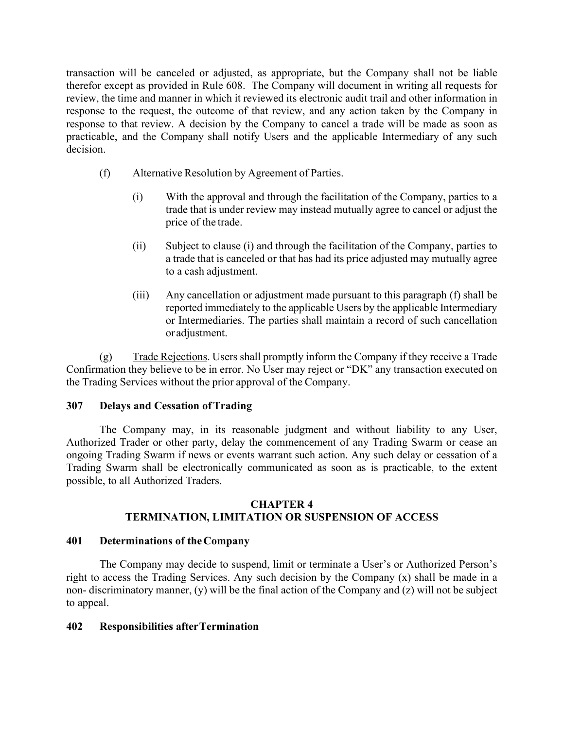transaction will be canceled or adjusted, as appropriate, but the Company shall not be liable therefor except as provided in Rule 608. The Company will document in writing all requests for review, the time and manner in which it reviewed its electronic audit trail and other information in response to the request, the outcome of that review, and any action taken by the Company in response to that review. A decision by the Company to cancel a trade will be made as soon as practicable, and the Company shall notify Users and the applicable Intermediary of any such decision.

(f) Alternative Resolution by Agreement of Parties.

(i) With the approval and through the facilitation of the Company, parties to a trade that is under review may instead mutually agree to cancel or adjust the price of the trade.

(ii) Subject to clause (i) and through the facilitation of the Company, parties to a trade that is canceled or that has had its price adjusted may mutually agree to a cash adjustment.

(iii) Any cancellation or adjustment made pursuant to this paragraph (f) shall be reported immediately to the applicable Users by the applicable Intermediary or Intermediaries. The parties shall maintain a record of such cancellation or adjustment.

(g) Trade Rejections. Users shall promptly inform the Company if they receive a Trade Confirmation they believe to be in error. No User may reject or "DK" any transaction executed on the Trading Services without the prior approval of the Company.

**307 Delays and Cessation of Trading**

The Company may, in its reasonable judgment and without liability to any User, Authorized Trader or other party, delay the commencement of any Trading Swarm or cease an ongoing Trading Swarm if news or events warrant such action. Any such delay or cessation of a Trading Swarm shall be electronically communicated as soon as is practicable, to the extent possible, to all Authorized Traders.

## CHAPTER 4
## TERMINATION, LIMITATION OR SUSPENSION OF ACCESS

**401 Determinations of the Company**

The Company may decide to suspend, limit or terminate a User's or Authorized Person's right to access the Trading Services. Any such decision by the Company (x) shall be made in a non- discriminatory manner, (y) will be the final action of the Company and (z) will not be subject to appeal.

**402 Responsibilities after Termination**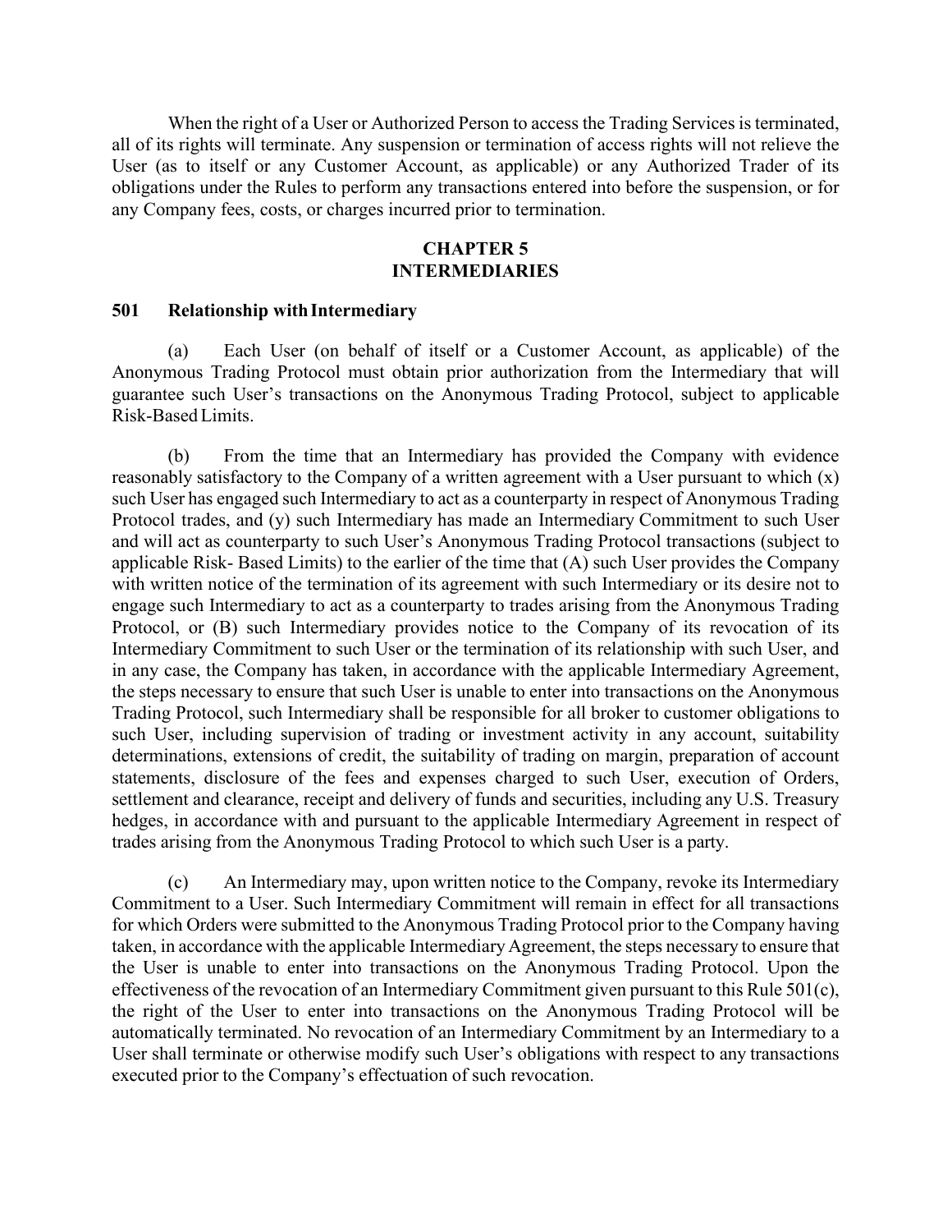When the right of a User or Authorized Person to access the Trading Services is terminated, all of its rights will terminate. Any suspension or termination of access rights will not relieve the User (as to itself or any Customer Account, as applicable) or any Authorized Trader of its obligations under the Rules to perform any transactions entered into before the suspension, or for any Company fees, costs, or charges incurred prior to termination.

## CHAPTER 5
## INTERMEDIARIES

### 501 Relationship with Intermediary

(a) Each User (on behalf of itself or a Customer Account, as applicable) of the Anonymous Trading Protocol must obtain prior authorization from the Intermediary that will guarantee such User's transactions on the Anonymous Trading Protocol, subject to applicable Risk-Based Limits.

(b) From the time that an Intermediary has provided the Company with evidence reasonably satisfactory to the Company of a written agreement with a User pursuant to which (x) such User has engaged such Intermediary to act as a counterparty in respect of Anonymous Trading Protocol trades, and (y) such Intermediary has made an Intermediary Commitment to such User and will act as counterparty to such User's Anonymous Trading Protocol transactions (subject to applicable Risk- Based Limits) to the earlier of the time that (A) such User provides the Company with written notice of the termination of its agreement with such Intermediary or its desire not to engage such Intermediary to act as a counterparty to trades arising from the Anonymous Trading Protocol, or (B) such Intermediary provides notice to the Company of its revocation of its Intermediary Commitment to such User or the termination of its relationship with such User, and in any case, the Company has taken, in accordance with the applicable Intermediary Agreement, the steps necessary to ensure that such User is unable to enter into transactions on the Anonymous Trading Protocol, such Intermediary shall be responsible for all broker to customer obligations to such User, including supervision of trading or investment activity in any account, suitability determinations, extensions of credit, the suitability of trading on margin, preparation of account statements, disclosure of the fees and expenses charged to such User, execution of Orders, settlement and clearance, receipt and delivery of funds and securities, including any U.S. Treasury hedges, in accordance with and pursuant to the applicable Intermediary Agreement in respect of trades arising from the Anonymous Trading Protocol to which such User is a party.

(c) An Intermediary may, upon written notice to the Company, revoke its Intermediary Commitment to a User. Such Intermediary Commitment will remain in effect for all transactions for which Orders were submitted to the Anonymous Trading Protocol prior to the Company having taken, in accordance with the applicable Intermediary Agreement, the steps necessary to ensure that the User is unable to enter into transactions on the Anonymous Trading Protocol. Upon the effectiveness of the revocation of an Intermediary Commitment given pursuant to this Rule 501(c), the right of the User to enter into transactions on the Anonymous Trading Protocol will be automatically terminated. No revocation of an Intermediary Commitment by an Intermediary to a User shall terminate or otherwise modify such User's obligations with respect to any transactions executed prior to the Company's effectuation of such revocation.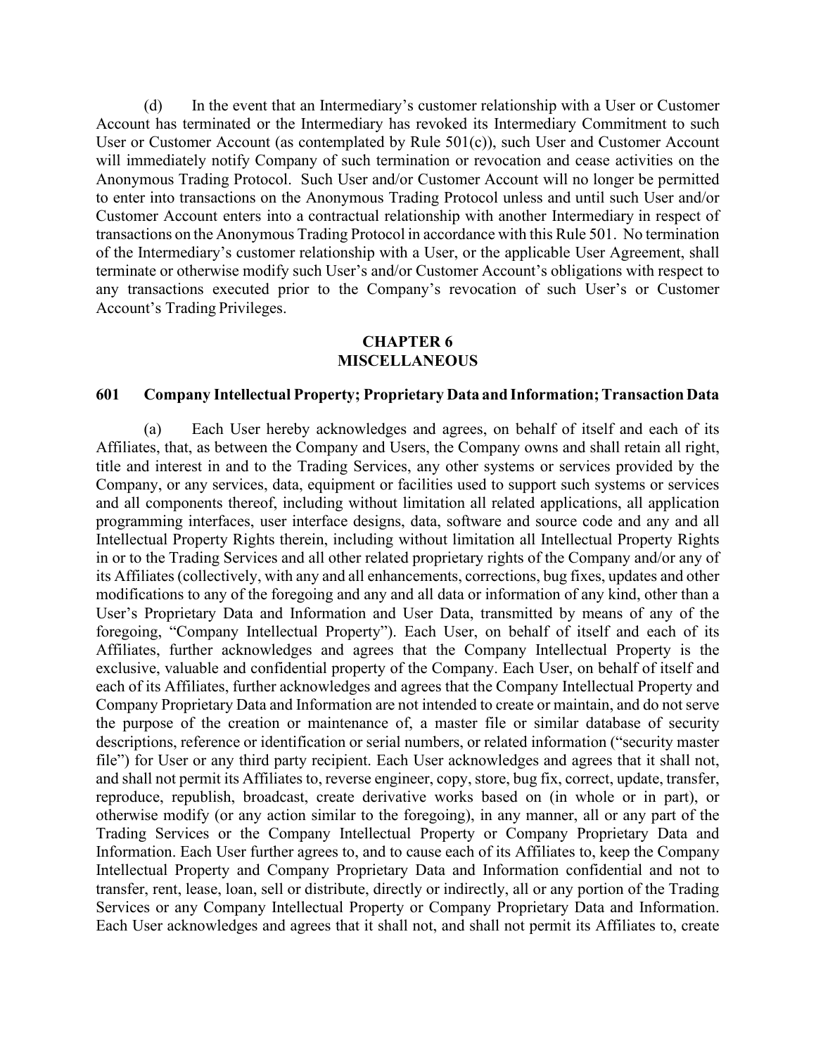(d) In the event that an Intermediary's customer relationship with a User or Customer Account has terminated or the Intermediary has revoked its Intermediary Commitment to such User or Customer Account (as contemplated by Rule 501(c)), such User and Customer Account will immediately notify Company of such termination or revocation and cease activities on the Anonymous Trading Protocol. Such User and/or Customer Account will no longer be permitted to enter into transactions on the Anonymous Trading Protocol unless and until such User and/or Customer Account enters into a contractual relationship with another Intermediary in respect of transactions on the Anonymous Trading Protocol in accordance with this Rule 501. No termination of the Intermediary's customer relationship with a User, or the applicable User Agreement, shall terminate or otherwise modify such User's and/or Customer Account's obligations with respect to any transactions executed prior to the Company's revocation of such User's or Customer Account's Trading Privileges.

## CHAPTER 6
## MISCELLANEOUS

### 601 Company Intellectual Property; Proprietary Data and Information; Transaction Data

(a) Each User hereby acknowledges and agrees, on behalf of itself and each of its Affiliates, that, as between the Company and Users, the Company owns and shall retain all right, title and interest in and to the Trading Services, any other systems or services provided by the Company, or any services, data, equipment or facilities used to support such systems or services and all components thereof, including without limitation all related applications, all application programming interfaces, user interface designs, data, software and source code and any and all Intellectual Property Rights therein, including without limitation all Intellectual Property Rights in or to the Trading Services and all other related proprietary rights of the Company and/or any of its Affiliates (collectively, with any and all enhancements, corrections, bug fixes, updates and other modifications to any of the foregoing and any and all data or information of any kind, other than a User's Proprietary Data and Information and User Data, transmitted by means of any of the foregoing, "Company Intellectual Property"). Each User, on behalf of itself and each of its Affiliates, further acknowledges and agrees that the Company Intellectual Property is the exclusive, valuable and confidential property of the Company. Each User, on behalf of itself and each of its Affiliates, further acknowledges and agrees that the Company Intellectual Property and Company Proprietary Data and Information are not intended to create or maintain, and do not serve the purpose of the creation or maintenance of, a master file or similar database of security descriptions, reference or identification or serial numbers, or related information ("security master file") for User or any third party recipient. Each User acknowledges and agrees that it shall not, and shall not permit its Affiliates to, reverse engineer, copy, store, bug fix, correct, update, transfer, reproduce, republish, broadcast, create derivative works based on (in whole or in part), or otherwise modify (or any action similar to the foregoing), in any manner, all or any part of the Trading Services or the Company Intellectual Property or Company Proprietary Data and Information. Each User further agrees to, and to cause each of its Affiliates to, keep the Company Intellectual Property and Company Proprietary Data and Information confidential and not to transfer, rent, lease, loan, sell or distribute, directly or indirectly, all or any portion of the Trading Services or any Company Intellectual Property or Company Proprietary Data and Information. Each User acknowledges and agrees that it shall not, and shall not permit its Affiliates to, create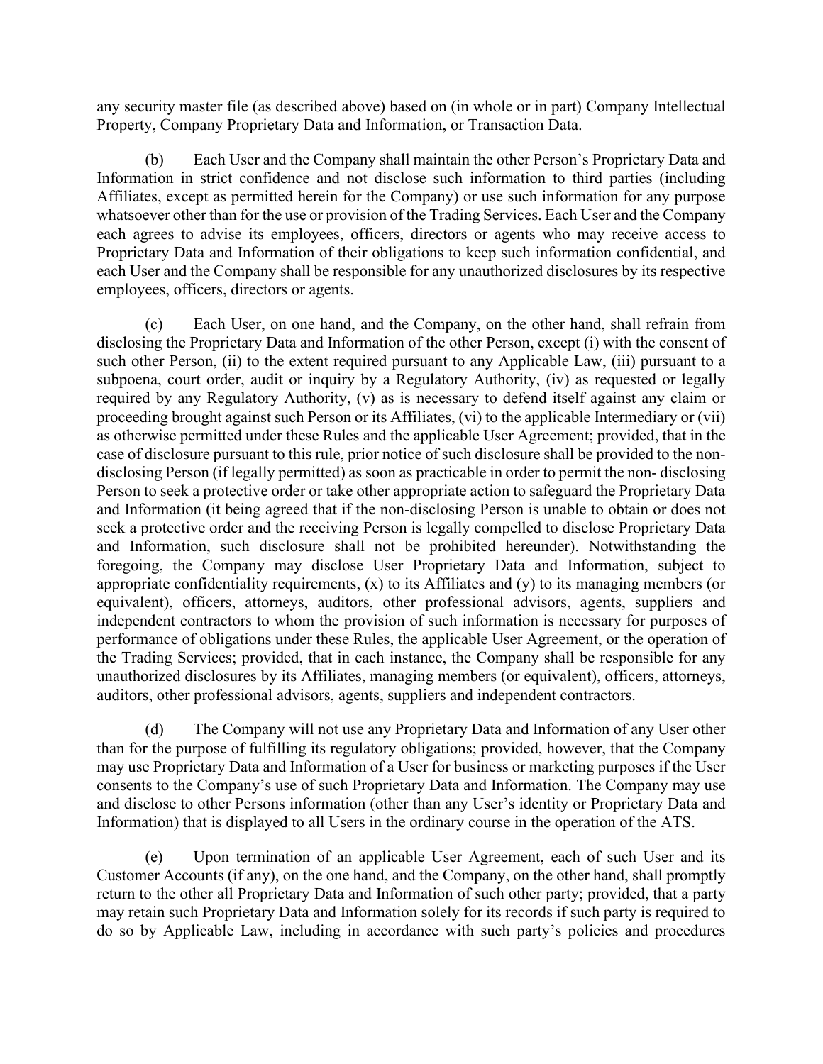any security master file (as described above) based on (in whole or in part) Company Intellectual Property, Company Proprietary Data and Information, or Transaction Data.

(b) Each User and the Company shall maintain the other Person's Proprietary Data and Information in strict confidence and not disclose such information to third parties (including Affiliates, except as permitted herein for the Company) or use such information for any purpose whatsoever other than for the use or provision of the Trading Services. Each User and the Company each agrees to advise its employees, officers, directors or agents who may receive access to Proprietary Data and Information of their obligations to keep such information confidential, and each User and the Company shall be responsible for any unauthorized disclosures by its respective employees, officers, directors or agents.

(c) Each User, on one hand, and the Company, on the other hand, shall refrain from disclosing the Proprietary Data and Information of the other Person, except (i) with the consent of such other Person, (ii) to the extent required pursuant to any Applicable Law, (iii) pursuant to a subpoena, court order, audit or inquiry by a Regulatory Authority, (iv) as requested or legally required by any Regulatory Authority, (v) as is necessary to defend itself against any claim or proceeding brought against such Person or its Affiliates, (vi) to the applicable Intermediary or (vii) as otherwise permitted under these Rules and the applicable User Agreement; provided, that in the case of disclosure pursuant to this rule, prior notice of such disclosure shall be provided to the non-disclosing Person (if legally permitted) as soon as practicable in order to permit the non- disclosing Person to seek a protective order or take other appropriate action to safeguard the Proprietary Data and Information (it being agreed that if the non-disclosing Person is unable to obtain or does not seek a protective order and the receiving Person is legally compelled to disclose Proprietary Data and Information, such disclosure shall not be prohibited hereunder). Notwithstanding the foregoing, the Company may disclose User Proprietary Data and Information, subject to appropriate confidentiality requirements, (x) to its Affiliates and (y) to its managing members (or equivalent), officers, attorneys, auditors, other professional advisors, agents, suppliers and independent contractors to whom the provision of such information is necessary for purposes of performance of obligations under these Rules, the applicable User Agreement, or the operation of the Trading Services; provided, that in each instance, the Company shall be responsible for any unauthorized disclosures by its Affiliates, managing members (or equivalent), officers, attorneys, auditors, other professional advisors, agents, suppliers and independent contractors.

(d) The Company will not use any Proprietary Data and Information of any User other than for the purpose of fulfilling its regulatory obligations; provided, however, that the Company may use Proprietary Data and Information of a User for business or marketing purposes if the User consents to the Company's use of such Proprietary Data and Information. The Company may use and disclose to other Persons information (other than any User's identity or Proprietary Data and Information) that is displayed to all Users in the ordinary course in the operation of the ATS.

(e) Upon termination of an applicable User Agreement, each of such User and its Customer Accounts (if any), on the one hand, and the Company, on the other hand, shall promptly return to the other all Proprietary Data and Information of such other party; provided, that a party may retain such Proprietary Data and Information solely for its records if such party is required to do so by Applicable Law, including in accordance with such party's policies and procedures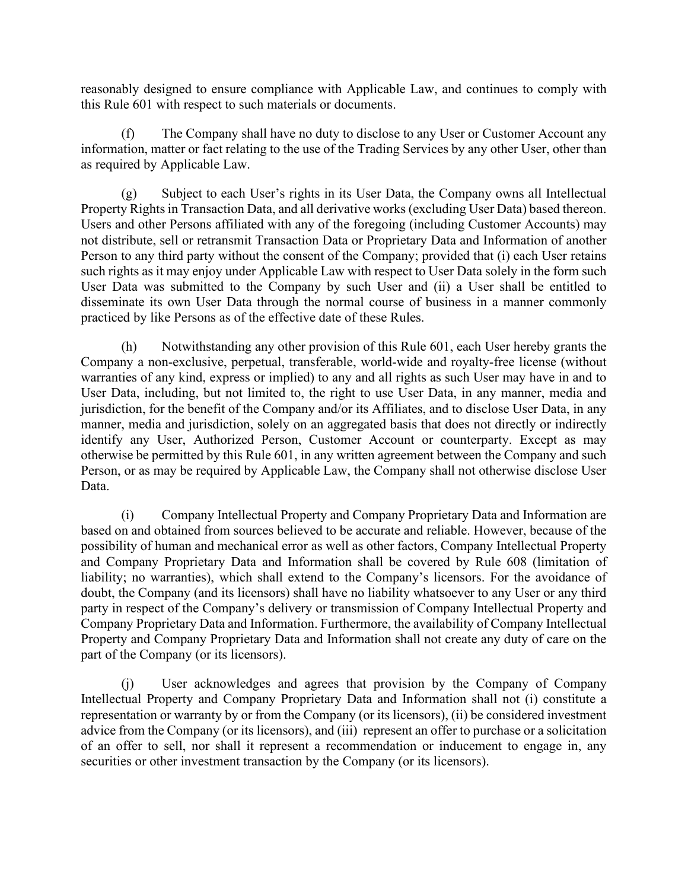reasonably designed to ensure compliance with Applicable Law, and continues to comply with this Rule 601 with respect to such materials or documents.

(f) The Company shall have no duty to disclose to any User or Customer Account any information, matter or fact relating to the use of the Trading Services by any other User, other than as required by Applicable Law.

(g) Subject to each User's rights in its User Data, the Company owns all Intellectual Property Rights in Transaction Data, and all derivative works (excluding User Data) based thereon. Users and other Persons affiliated with any of the foregoing (including Customer Accounts) may not distribute, sell or retransmit Transaction Data or Proprietary Data and Information of another Person to any third party without the consent of the Company; provided that (i) each User retains such rights as it may enjoy under Applicable Law with respect to User Data solely in the form such User Data was submitted to the Company by such User and (ii) a User shall be entitled to disseminate its own User Data through the normal course of business in a manner commonly practiced by like Persons as of the effective date of these Rules.

(h) Notwithstanding any other provision of this Rule 601, each User hereby grants the Company a non-exclusive, perpetual, transferable, world-wide and royalty-free license (without warranties of any kind, express or implied) to any and all rights as such User may have in and to User Data, including, but not limited to, the right to use User Data, in any manner, media and jurisdiction, for the benefit of the Company and/or its Affiliates, and to disclose User Data, in any manner, media and jurisdiction, solely on an aggregated basis that does not directly or indirectly identify any User, Authorized Person, Customer Account or counterparty. Except as may otherwise be permitted by this Rule 601, in any written agreement between the Company and such Person, or as may be required by Applicable Law, the Company shall not otherwise disclose User Data.

(i) Company Intellectual Property and Company Proprietary Data and Information are based on and obtained from sources believed to be accurate and reliable. However, because of the possibility of human and mechanical error as well as other factors, Company Intellectual Property and Company Proprietary Data and Information shall be covered by Rule 608 (limitation of liability; no warranties), which shall extend to the Company's licensors. For the avoidance of doubt, the Company (and its licensors) shall have no liability whatsoever to any User or any third party in respect of the Company's delivery or transmission of Company Intellectual Property and Company Proprietary Data and Information. Furthermore, the availability of Company Intellectual Property and Company Proprietary Data and Information shall not create any duty of care on the part of the Company (or its licensors).

(j) User acknowledges and agrees that provision by the Company of Company Intellectual Property and Company Proprietary Data and Information shall not (i) constitute a representation or warranty by or from the Company (or its licensors), (ii) be considered investment advice from the Company (or its licensors), and (iii) represent an offer to purchase or a solicitation of an offer to sell, nor shall it represent a recommendation or inducement to engage in, any securities or other investment transaction by the Company (or its licensors).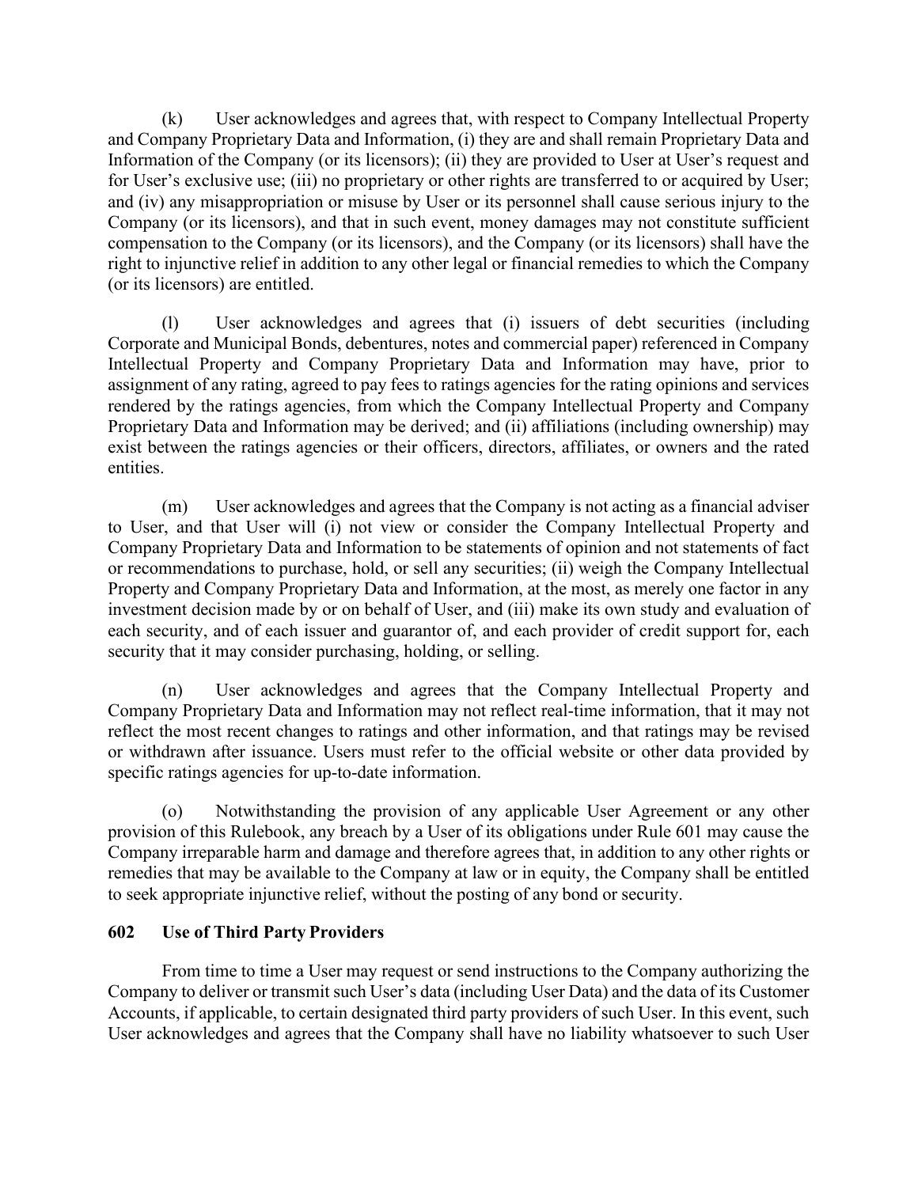(k) User acknowledges and agrees that, with respect to Company Intellectual Property and Company Proprietary Data and Information, (i) they are and shall remain Proprietary Data and Information of the Company (or its licensors); (ii) they are provided to User at User's request and for User's exclusive use; (iii) no proprietary or other rights are transferred to or acquired by User; and (iv) any misappropriation or misuse by User or its personnel shall cause serious injury to the Company (or its licensors), and that in such event, money damages may not constitute sufficient compensation to the Company (or its licensors), and the Company (or its licensors) shall have the right to injunctive relief in addition to any other legal or financial remedies to which the Company (or its licensors) are entitled.

(l) User acknowledges and agrees that (i) issuers of debt securities (including Corporate and Municipal Bonds, debentures, notes and commercial paper) referenced in Company Intellectual Property and Company Proprietary Data and Information may have, prior to assignment of any rating, agreed to pay fees to ratings agencies for the rating opinions and services rendered by the ratings agencies, from which the Company Intellectual Property and Company Proprietary Data and Information may be derived; and (ii) affiliations (including ownership) may exist between the ratings agencies or their officers, directors, affiliates, or owners and the rated entities.

(m) User acknowledges and agrees that the Company is not acting as a financial adviser to User, and that User will (i) not view or consider the Company Intellectual Property and Company Proprietary Data and Information to be statements of opinion and not statements of fact or recommendations to purchase, hold, or sell any securities; (ii) weigh the Company Intellectual Property and Company Proprietary Data and Information, at the most, as merely one factor in any investment decision made by or on behalf of User, and (iii) make its own study and evaluation of each security, and of each issuer and guarantor of, and each provider of credit support for, each security that it may consider purchasing, holding, or selling.

(n) User acknowledges and agrees that the Company Intellectual Property and Company Proprietary Data and Information may not reflect real-time information, that it may not reflect the most recent changes to ratings and other information, and that ratings may be revised or withdrawn after issuance. Users must refer to the official website or other data provided by specific ratings agencies for up-to-date information.

(o) Notwithstanding the provision of any applicable User Agreement or any other provision of this Rulebook, any breach by a User of its obligations under Rule 601 may cause the Company irreparable harm and damage and therefore agrees that, in addition to any other rights or remedies that may be available to the Company at law or in equity, the Company shall be entitled to seek appropriate injunctive relief, without the posting of any bond or security.

### 602 Use of Third Party Providers

From time to time a User may request or send instructions to the Company authorizing the Company to deliver or transmit such User's data (including User Data) and the data of its Customer Accounts, if applicable, to certain designated third party providers of such User. In this event, such User acknowledges and agrees that the Company shall have no liability whatsoever to such User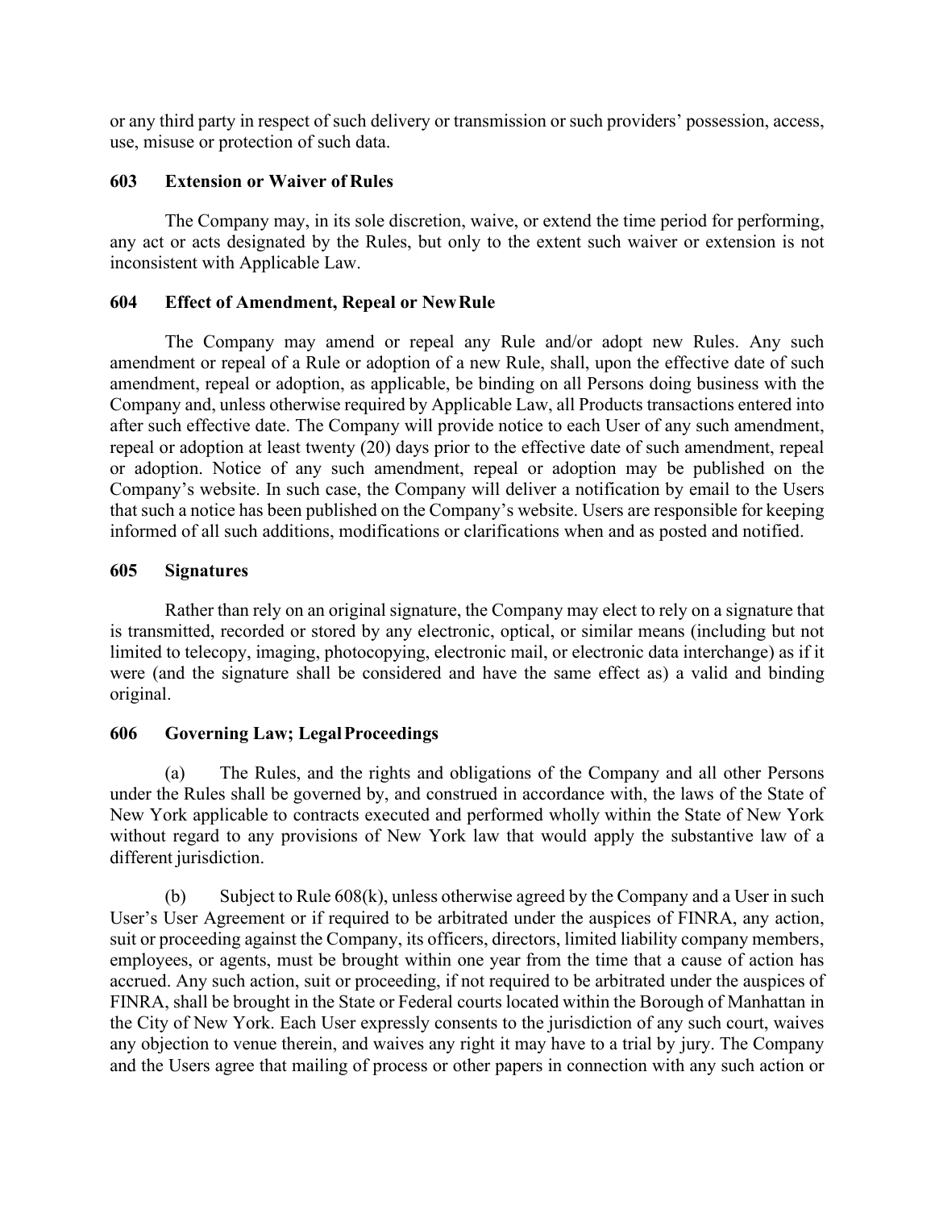or any third party in respect of such delivery or transmission or such providers' possession, access, use, misuse or protection of such data.

### 603 Extension or Waiver of Rules

The Company may, in its sole discretion, waive, or extend the time period for performing, any act or acts designated by the Rules, but only to the extent such waiver or extension is not inconsistent with Applicable Law.

### 604 Effect of Amendment, Repeal or New Rule

The Company may amend or repeal any Rule and/or adopt new Rules. Any such amendment or repeal of a Rule or adoption of a new Rule, shall, upon the effective date of such amendment, repeal or adoption, as applicable, be binding on all Persons doing business with the Company and, unless otherwise required by Applicable Law, all Products transactions entered into after such effective date. The Company will provide notice to each User of any such amendment, repeal or adoption at least twenty (20) days prior to the effective date of such amendment, repeal or adoption. Notice of any such amendment, repeal or adoption may be published on the Company's website. In such case, the Company will deliver a notification by email to the Users that such a notice has been published on the Company's website. Users are responsible for keeping informed of all such additions, modifications or clarifications when and as posted and notified.

### 605 Signatures

Rather than rely on an original signature, the Company may elect to rely on a signature that is transmitted, recorded or stored by any electronic, optical, or similar means (including but not limited to telecopy, imaging, photocopying, electronic mail, or electronic data interchange) as if it were (and the signature shall be considered and have the same effect as) a valid and binding original.

### 606 Governing Law; Legal Proceedings

(a) The Rules, and the rights and obligations of the Company and all other Persons under the Rules shall be governed by, and construed in accordance with, the laws of the State of New York applicable to contracts executed and performed wholly within the State of New York without regard to any provisions of New York law that would apply the substantive law of a different jurisdiction.

(b) Subject to Rule 608(k), unless otherwise agreed by the Company and a User in such User's User Agreement or if required to be arbitrated under the auspices of FINRA, any action, suit or proceeding against the Company, its officers, directors, limited liability company members, employees, or agents, must be brought within one year from the time that a cause of action has accrued. Any such action, suit or proceeding, if not required to be arbitrated under the auspices of FINRA, shall be brought in the State or Federal courts located within the Borough of Manhattan in the City of New York. Each User expressly consents to the jurisdiction of any such court, waives any objection to venue therein, and waives any right it may have to a trial by jury. The Company and the Users agree that mailing of process or other papers in connection with any such action or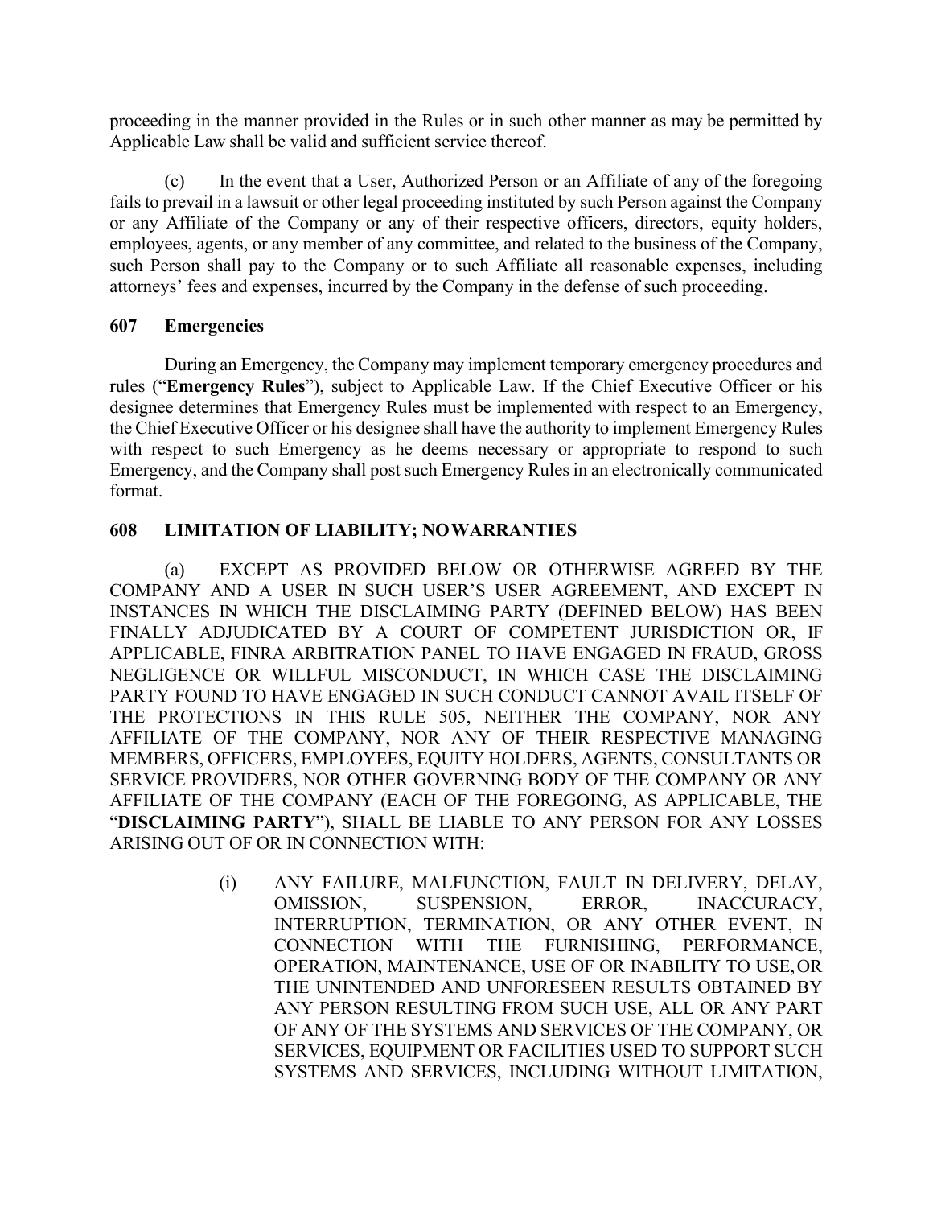proceeding in the manner provided in the Rules or in such other manner as may be permitted by Applicable Law shall be valid and sufficient service thereof.

(c) In the event that a User, Authorized Person or an Affiliate of any of the foregoing fails to prevail in a lawsuit or other legal proceeding instituted by such Person against the Company or any Affiliate of the Company or any of their respective officers, directors, equity holders, employees, agents, or any member of any committee, and related to the business of the Company, such Person shall pay to the Company or to such Affiliate all reasonable expenses, including attorneys' fees and expenses, incurred by the Company in the defense of such proceeding.

### 607 Emergencies

During an Emergency, the Company may implement temporary emergency procedures and rules ("**Emergency Rules**"), subject to Applicable Law. If the Chief Executive Officer or his designee determines that Emergency Rules must be implemented with respect to an Emergency, the Chief Executive Officer or his designee shall have the authority to implement Emergency Rules with respect to such Emergency as he deems necessary or appropriate to respond to such Emergency, and the Company shall post such Emergency Rules in an electronically communicated format.

### 608 LIMITATION OF LIABILITY; NO WARRANTIES

(a) EXCEPT AS PROVIDED BELOW OR OTHERWISE AGREED BY THE COMPANY AND A USER IN SUCH USER'S USER AGREEMENT, AND EXCEPT IN INSTANCES IN WHICH THE DISCLAIMING PARTY (DEFINED BELOW) HAS BEEN FINALLY ADJUDICATED BY A COURT OF COMPETENT JURISDICTION OR, IF APPLICABLE, FINRA ARBITRATION PANEL TO HAVE ENGAGED IN FRAUD, GROSS NEGLIGENCE OR WILLFUL MISCONDUCT, IN WHICH CASE THE DISCLAIMING PARTY FOUND TO HAVE ENGAGED IN SUCH CONDUCT CANNOT AVAIL ITSELF OF THE PROTECTIONS IN THIS RULE 505, NEITHER THE COMPANY, NOR ANY AFFILIATE OF THE COMPANY, NOR ANY OF THEIR RESPECTIVE MANAGING MEMBERS, OFFICERS, EMPLOYEES, EQUITY HOLDERS, AGENTS, CONSULTANTS OR SERVICE PROVIDERS, NOR OTHER GOVERNING BODY OF THE COMPANY OR ANY AFFILIATE OF THE COMPANY (EACH OF THE FOREGOING, AS APPLICABLE, THE "**DISCLAIMING PARTY**"), SHALL BE LIABLE TO ANY PERSON FOR ANY LOSSES ARISING OUT OF OR IN CONNECTION WITH:

> (i) ANY FAILURE, MALFUNCTION, FAULT IN DELIVERY, DELAY, OMISSION, SUSPENSION, ERROR, INACCURACY, INTERRUPTION, TERMINATION, OR ANY OTHER EVENT, IN CONNECTION WITH THE FURNISHING, PERFORMANCE, OPERATION, MAINTENANCE, USE OF OR INABILITY TO USE, OR THE UNINTENDED AND UNFORESEEN RESULTS OBTAINED BY ANY PERSON RESULTING FROM SUCH USE, ALL OR ANY PART OF ANY OF THE SYSTEMS AND SERVICES OF THE COMPANY, OR SERVICES, EQUIPMENT OR FACILITIES USED TO SUPPORT SUCH SYSTEMS AND SERVICES, INCLUDING WITHOUT LIMITATION,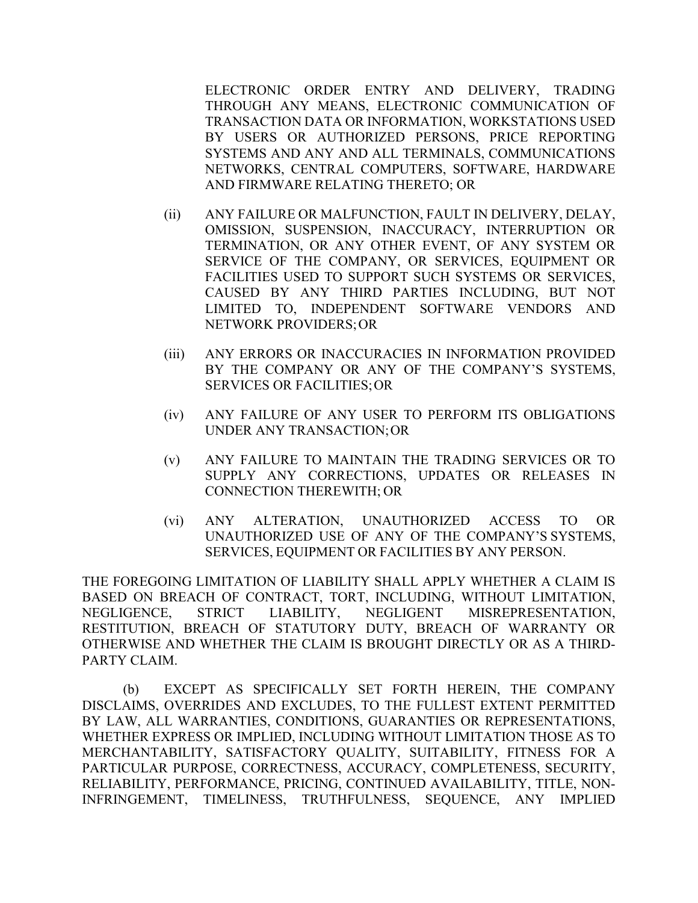ELECTRONIC ORDER ENTRY AND DELIVERY, TRADING THROUGH ANY MEANS, ELECTRONIC COMMUNICATION OF TRANSACTION DATA OR INFORMATION, WORKSTATIONS USED BY USERS OR AUTHORIZED PERSONS, PRICE REPORTING SYSTEMS AND ANY AND ALL TERMINALS, COMMUNICATIONS NETWORKS, CENTRAL COMPUTERS, SOFTWARE, HARDWARE AND FIRMWARE RELATING THERETO; OR

(ii) ANY FAILURE OR MALFUNCTION, FAULT IN DELIVERY, DELAY, OMISSION, SUSPENSION, INACCURACY, INTERRUPTION OR TERMINATION, OR ANY OTHER EVENT, OF ANY SYSTEM OR SERVICE OF THE COMPANY, OR SERVICES, EQUIPMENT OR FACILITIES USED TO SUPPORT SUCH SYSTEMS OR SERVICES, CAUSED BY ANY THIRD PARTIES INCLUDING, BUT NOT LIMITED TO, INDEPENDENT SOFTWARE VENDORS AND NETWORK PROVIDERS; OR

(iii) ANY ERRORS OR INACCURACIES IN INFORMATION PROVIDED BY THE COMPANY OR ANY OF THE COMPANY'S SYSTEMS, SERVICES OR FACILITIES; OR

(iv) ANY FAILURE OF ANY USER TO PERFORM ITS OBLIGATIONS UNDER ANY TRANSACTION; OR

(v) ANY FAILURE TO MAINTAIN THE TRADING SERVICES OR TO SUPPLY ANY CORRECTIONS, UPDATES OR RELEASES IN CONNECTION THEREWITH; OR

(vi) ANY ALTERATION, UNAUTHORIZED ACCESS TO OR UNAUTHORIZED USE OF ANY OF THE COMPANY'S SYSTEMS, SERVICES, EQUIPMENT OR FACILITIES BY ANY PERSON.

THE FOREGOING LIMITATION OF LIABILITY SHALL APPLY WHETHER A CLAIM IS BASED ON BREACH OF CONTRACT, TORT, INCLUDING, WITHOUT LIMITATION, NEGLIGENCE, STRICT LIABILITY, NEGLIGENT MISREPRESENTATION, RESTITUTION, BREACH OF STATUTORY DUTY, BREACH OF WARRANTY OR OTHERWISE AND WHETHER THE CLAIM IS BROUGHT DIRECTLY OR AS A THIRD-PARTY CLAIM.

(b) EXCEPT AS SPECIFICALLY SET FORTH HEREIN, THE COMPANY DISCLAIMS, OVERRIDES AND EXCLUDES, TO THE FULLEST EXTENT PERMITTED BY LAW, ALL WARRANTIES, CONDITIONS, GUARANTIES OR REPRESENTATIONS, WHETHER EXPRESS OR IMPLIED, INCLUDING WITHOUT LIMITATION THOSE AS TO MERCHANTABILITY, SATISFACTORY QUALITY, SUITABILITY, FITNESS FOR A PARTICULAR PURPOSE, CORRECTNESS, ACCURACY, COMPLETENESS, SECURITY, RELIABILITY, PERFORMANCE, PRICING, CONTINUED AVAILABILITY, TITLE, NON-INFRINGEMENT, TIMELINESS, TRUTHFULNESS, SEQUENCE, ANY IMPLIED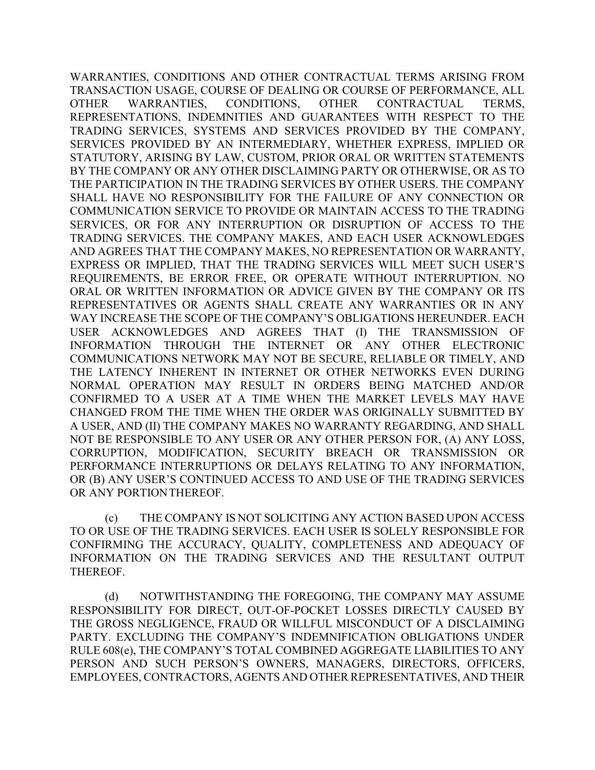WARRANTIES, CONDITIONS AND OTHER CONTRACTUAL TERMS ARISING FROM TRANSACTION USAGE, COURSE OF DEALING OR COURSE OF PERFORMANCE, ALL OTHER WARRANTIES, CONDITIONS, OTHER CONTRACTUAL TERMS, REPRESENTATIONS, INDEMNITIES AND GUARANTEES WITH RESPECT TO THE TRADING SERVICES, SYSTEMS AND SERVICES PROVIDED BY THE COMPANY, SERVICES PROVIDED BY AN INTERMEDIARY, WHETHER EXPRESS, IMPLIED OR STATUTORY, ARISING BY LAW, CUSTOM, PRIOR ORAL OR WRITTEN STATEMENTS BY THE COMPANY OR ANY OTHER DISCLAIMING PARTY OR OTHERWISE, OR AS TO THE PARTICIPATION IN THE TRADING SERVICES BY OTHER USERS. THE COMPANY SHALL HAVE NO RESPONSIBILITY FOR THE FAILURE OF ANY CONNECTION OR COMMUNICATION SERVICE TO PROVIDE OR MAINTAIN ACCESS TO THE TRADING SERVICES, OR FOR ANY INTERRUPTION OR DISRUPTION OF ACCESS TO THE TRADING SERVICES. THE COMPANY MAKES, AND EACH USER ACKNOWLEDGES AND AGREES THAT THE COMPANY MAKES, NO REPRESENTATION OR WARRANTY, EXPRESS OR IMPLIED, THAT THE TRADING SERVICES WILL MEET SUCH USER'S REQUIREMENTS, BE ERROR FREE, OR OPERATE WITHOUT INTERRUPTION. NO ORAL OR WRITTEN INFORMATION OR ADVICE GIVEN BY THE COMPANY OR ITS REPRESENTATIVES OR AGENTS SHALL CREATE ANY WARRANTIES OR IN ANY WAY INCREASE THE SCOPE OF THE COMPANY'S OBLIGATIONS HEREUNDER. EACH USER ACKNOWLEDGES AND AGREES THAT (I) THE TRANSMISSION OF INFORMATION THROUGH THE INTERNET OR ANY OTHER ELECTRONIC COMMUNICATIONS NETWORK MAY NOT BE SECURE, RELIABLE OR TIMELY, AND THE LATENCY INHERENT IN INTERNET OR OTHER NETWORKS EVEN DURING NORMAL OPERATION MAY RESULT IN ORDERS BEING MATCHED AND/OR CONFIRMED TO A USER AT A TIME WHEN THE MARKET LEVELS MAY HAVE CHANGED FROM THE TIME WHEN THE ORDER WAS ORIGINALLY SUBMITTED BY A USER, AND (II) THE COMPANY MAKES NO WARRANTY REGARDING, AND SHALL NOT BE RESPONSIBLE TO ANY USER OR ANY OTHER PERSON FOR, (A) ANY LOSS, CORRUPTION, MODIFICATION, SECURITY BREACH OR TRANSMISSION OR PERFORMANCE INTERRUPTIONS OR DELAYS RELATING TO ANY INFORMATION, OR (B) ANY USER'S CONTINUED ACCESS TO AND USE OF THE TRADING SERVICES OR ANY PORTION THEREOF.

(c) THE COMPANY IS NOT SOLICITING ANY ACTION BASED UPON ACCESS TO OR USE OF THE TRADING SERVICES. EACH USER IS SOLELY RESPONSIBLE FOR CONFIRMING THE ACCURACY, QUALITY, COMPLETENESS AND ADEQUACY OF INFORMATION ON THE TRADING SERVICES AND THE RESULTANT OUTPUT THEREOF.

(d) NOTWITHSTANDING THE FOREGOING, THE COMPANY MAY ASSUME RESPONSIBILITY FOR DIRECT, OUT-OF-POCKET LOSSES DIRECTLY CAUSED BY THE GROSS NEGLIGENCE, FRAUD OR WILLFUL MISCONDUCT OF A DISCLAIMING PARTY. EXCLUDING THE COMPANY'S INDEMNIFICATION OBLIGATIONS UNDER RULE 608(e), THE COMPANY'S TOTAL COMBINED AGGREGATE LIABILITIES TO ANY PERSON AND SUCH PERSON'S OWNERS, MANAGERS, DIRECTORS, OFFICERS, EMPLOYEES, CONTRACTORS, AGENTS AND OTHER REPRESENTATIVES, AND THEIR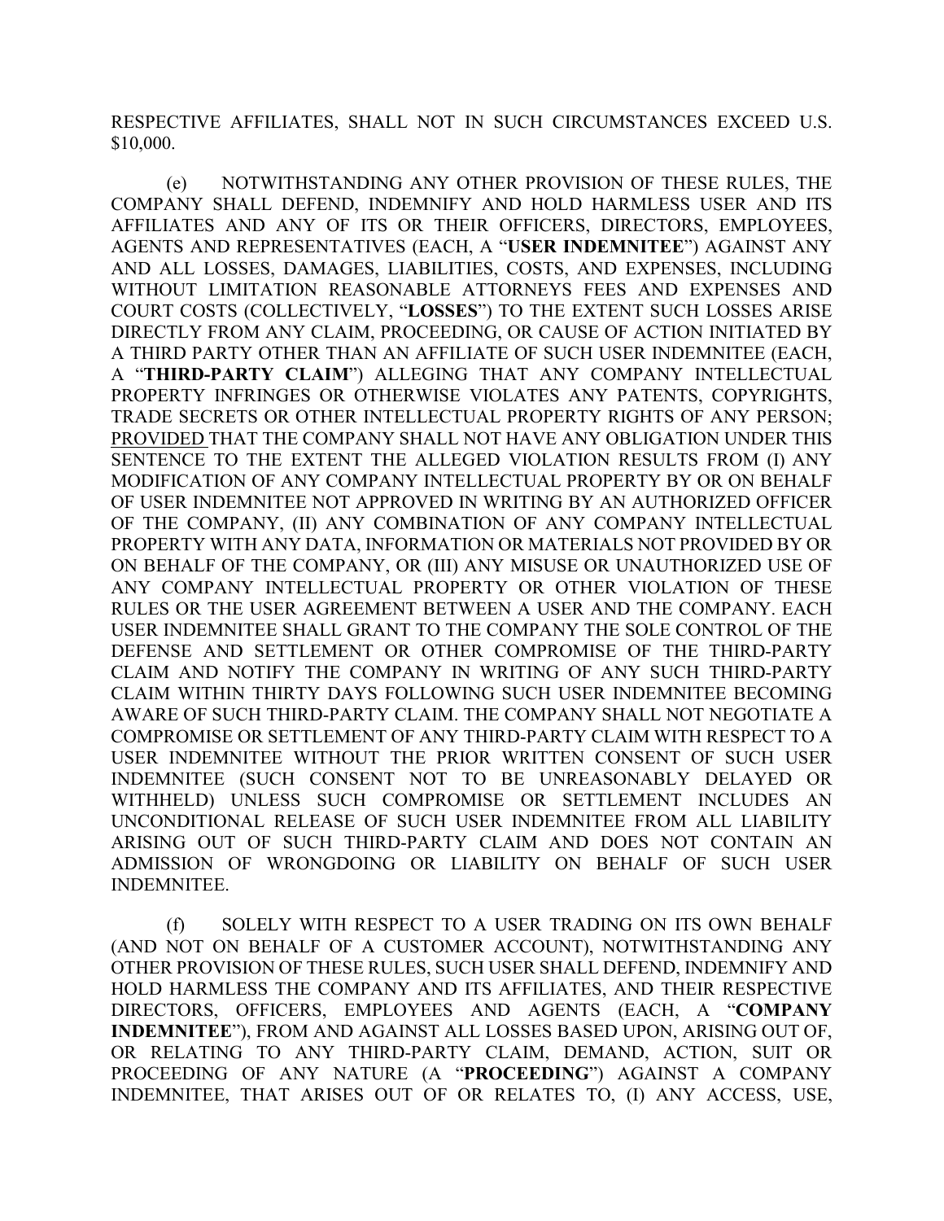RESPECTIVE AFFILIATES, SHALL NOT IN SUCH CIRCUMSTANCES EXCEED U.S. $10,000.

(e) NOTWITHSTANDING ANY OTHER PROVISION OF THESE RULES, THE COMPANY SHALL DEFEND, INDEMNIFY AND HOLD HARMLESS USER AND ITS AFFILIATES AND ANY OF ITS OR THEIR OFFICERS, DIRECTORS, EMPLOYEES, AGENTS AND REPRESENTATIVES (EACH, A "**USER INDEMNITEE**") AGAINST ANY AND ALL LOSSES, DAMAGES, LIABILITIES, COSTS, AND EXPENSES, INCLUDING WITHOUT LIMITATION REASONABLE ATTORNEYS FEES AND EXPENSES AND COURT COSTS (COLLECTIVELY, "**LOSSES**") TO THE EXTENT SUCH LOSSES ARISE DIRECTLY FROM ANY CLAIM, PROCEEDING, OR CAUSE OF ACTION INITIATED BY A THIRD PARTY OTHER THAN AN AFFILIATE OF SUCH USER INDEMNITEE (EACH, A "**THIRD-PARTY CLAIM**") ALLEGING THAT ANY COMPANY INTELLECTUAL PROPERTY INFRINGES OR OTHERWISE VIOLATES ANY PATENTS, COPYRIGHTS, TRADE SECRETS OR OTHER INTELLECTUAL PROPERTY RIGHTS OF ANY PERSON; <u>PROVIDED</u> THAT THE COMPANY SHALL NOT HAVE ANY OBLIGATION UNDER THIS SENTENCE TO THE EXTENT THE ALLEGED VIOLATION RESULTS FROM (I) ANY MODIFICATION OF ANY COMPANY INTELLECTUAL PROPERTY BY OR ON BEHALF OF USER INDEMNITEE NOT APPROVED IN WRITING BY AN AUTHORIZED OFFICER OF THE COMPANY, (II) ANY COMBINATION OF ANY COMPANY INTELLECTUAL PROPERTY WITH ANY DATA, INFORMATION OR MATERIALS NOT PROVIDED BY OR ON BEHALF OF THE COMPANY, OR (III) ANY MISUSE OR UNAUTHORIZED USE OF ANY COMPANY INTELLECTUAL PROPERTY OR OTHER VIOLATION OF THESE RULES OR THE USER AGREEMENT BETWEEN A USER AND THE COMPANY. EACH USER INDEMNITEE SHALL GRANT TO THE COMPANY THE SOLE CONTROL OF THE DEFENSE AND SETTLEMENT OR OTHER COMPROMISE OF THE THIRD-PARTY CLAIM AND NOTIFY THE COMPANY IN WRITING OF ANY SUCH THIRD-PARTY CLAIM WITHIN THIRTY DAYS FOLLOWING SUCH USER INDEMNITEE BECOMING AWARE OF SUCH THIRD-PARTY CLAIM. THE COMPANY SHALL NOT NEGOTIATE A COMPROMISE OR SETTLEMENT OF ANY THIRD-PARTY CLAIM WITH RESPECT TO A USER INDEMNITEE WITHOUT THE PRIOR WRITTEN CONSENT OF SUCH USER INDEMNITEE (SUCH CONSENT NOT TO BE UNREASONABLY DELAYED OR WITHHELD) UNLESS SUCH COMPROMISE OR SETTLEMENT INCLUDES AN UNCONDITIONAL RELEASE OF SUCH USER INDEMNITEE FROM ALL LIABILITY ARISING OUT OF SUCH THIRD-PARTY CLAIM AND DOES NOT CONTAIN AN ADMISSION OF WRONGDOING OR LIABILITY ON BEHALF OF SUCH USER INDEMNITEE.

(f) SOLELY WITH RESPECT TO A USER TRADING ON ITS OWN BEHALF (AND NOT ON BEHALF OF A CUSTOMER ACCOUNT), NOTWITHSTANDING ANY OTHER PROVISION OF THESE RULES, SUCH USER SHALL DEFEND, INDEMNIFY AND HOLD HARMLESS THE COMPANY AND ITS AFFILIATES, AND THEIR RESPECTIVE DIRECTORS, OFFICERS, EMPLOYEES AND AGENTS (EACH, A "**COMPANY INDEMNITEE**"), FROM AND AGAINST ALL LOSSES BASED UPON, ARISING OUT OF, OR RELATING TO ANY THIRD-PARTY CLAIM, DEMAND, ACTION, SUIT OR PROCEEDING OF ANY NATURE (A "**PROCEEDING**") AGAINST A COMPANY INDEMNITEE, THAT ARISES OUT OF OR RELATES TO, (I) ANY ACCESS, USE,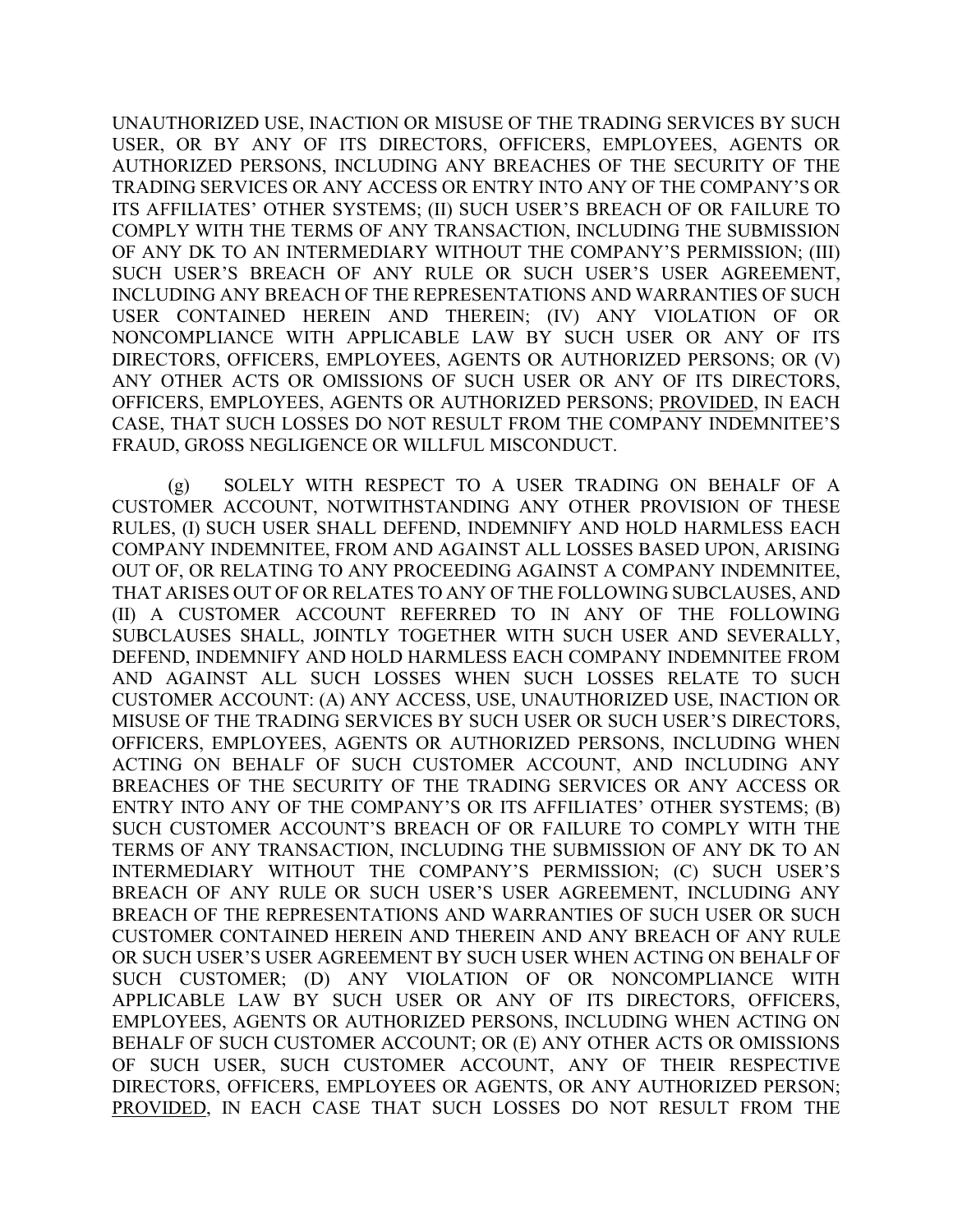UNAUTHORIZED USE, INACTION OR MISUSE OF THE TRADING SERVICES BY SUCH USER, OR BY ANY OF ITS DIRECTORS, OFFICERS, EMPLOYEES, AGENTS OR AUTHORIZED PERSONS, INCLUDING ANY BREACHES OF THE SECURITY OF THE TRADING SERVICES OR ANY ACCESS OR ENTRY INTO ANY OF THE COMPANY'S OR ITS AFFILIATES' OTHER SYSTEMS; (II) SUCH USER'S BREACH OF OR FAILURE TO COMPLY WITH THE TERMS OF ANY TRANSACTION, INCLUDING THE SUBMISSION OF ANY DK TO AN INTERMEDIARY WITHOUT THE COMPANY'S PERMISSION; (III) SUCH USER'S BREACH OF ANY RULE OR SUCH USER'S USER AGREEMENT, INCLUDING ANY BREACH OF THE REPRESENTATIONS AND WARRANTIES OF SUCH USER CONTAINED HEREIN AND THEREIN; (IV) ANY VIOLATION OF OR NONCOMPLIANCE WITH APPLICABLE LAW BY SUCH USER OR ANY OF ITS DIRECTORS, OFFICERS, EMPLOYEES, AGENTS OR AUTHORIZED PERSONS; OR (V) ANY OTHER ACTS OR OMISSIONS OF SUCH USER OR ANY OF ITS DIRECTORS, OFFICERS, EMPLOYEES, AGENTS OR AUTHORIZED PERSONS; PROVIDED, IN EACH CASE, THAT SUCH LOSSES DO NOT RESULT FROM THE COMPANY INDEMNITEE'S FRAUD, GROSS NEGLIGENCE OR WILLFUL MISCONDUCT.

(g) SOLELY WITH RESPECT TO A USER TRADING ON BEHALF OF A CUSTOMER ACCOUNT, NOTWITHSTANDING ANY OTHER PROVISION OF THESE RULES, (I) SUCH USER SHALL DEFEND, INDEMNIFY AND HOLD HARMLESS EACH COMPANY INDEMNITEE, FROM AND AGAINST ALL LOSSES BASED UPON, ARISING OUT OF, OR RELATING TO ANY PROCEEDING AGAINST A COMPANY INDEMNITEE, THAT ARISES OUT OF OR RELATES TO ANY OF THE FOLLOWING SUBCLAUSES, AND (II) A CUSTOMER ACCOUNT REFERRED TO IN ANY OF THE FOLLOWING SUBCLAUSES SHALL, JOINTLY TOGETHER WITH SUCH USER AND SEVERALLY, DEFEND, INDEMNIFY AND HOLD HARMLESS EACH COMPANY INDEMNITEE FROM AND AGAINST ALL SUCH LOSSES WHEN SUCH LOSSES RELATE TO SUCH CUSTOMER ACCOUNT: (A) ANY ACCESS, USE, UNAUTHORIZED USE, INACTION OR MISUSE OF THE TRADING SERVICES BY SUCH USER OR SUCH USER'S DIRECTORS, OFFICERS, EMPLOYEES, AGENTS OR AUTHORIZED PERSONS, INCLUDING WHEN ACTING ON BEHALF OF SUCH CUSTOMER ACCOUNT, AND INCLUDING ANY BREACHES OF THE SECURITY OF THE TRADING SERVICES OR ANY ACCESS OR ENTRY INTO ANY OF THE COMPANY'S OR ITS AFFILIATES' OTHER SYSTEMS; (B) SUCH CUSTOMER ACCOUNT'S BREACH OF OR FAILURE TO COMPLY WITH THE TERMS OF ANY TRANSACTION, INCLUDING THE SUBMISSION OF ANY DK TO AN INTERMEDIARY WITHOUT THE COMPANY'S PERMISSION; (C) SUCH USER'S BREACH OF ANY RULE OR SUCH USER'S USER AGREEMENT, INCLUDING ANY BREACH OF THE REPRESENTATIONS AND WARRANTIES OF SUCH USER OR SUCH CUSTOMER CONTAINED HEREIN AND THEREIN AND ANY BREACH OF ANY RULE OR SUCH USER'S USER AGREEMENT BY SUCH USER WHEN ACTING ON BEHALF OF SUCH CUSTOMER; (D) ANY VIOLATION OF OR NONCOMPLIANCE WITH APPLICABLE LAW BY SUCH USER OR ANY OF ITS DIRECTORS, OFFICERS, EMPLOYEES, AGENTS OR AUTHORIZED PERSONS, INCLUDING WHEN ACTING ON BEHALF OF SUCH CUSTOMER ACCOUNT; OR (E) ANY OTHER ACTS OR OMISSIONS OF SUCH USER, SUCH CUSTOMER ACCOUNT, ANY OF THEIR RESPECTIVE DIRECTORS, OFFICERS, EMPLOYEES OR AGENTS, OR ANY AUTHORIZED PERSON; PROVIDED, IN EACH CASE THAT SUCH LOSSES DO NOT RESULT FROM THE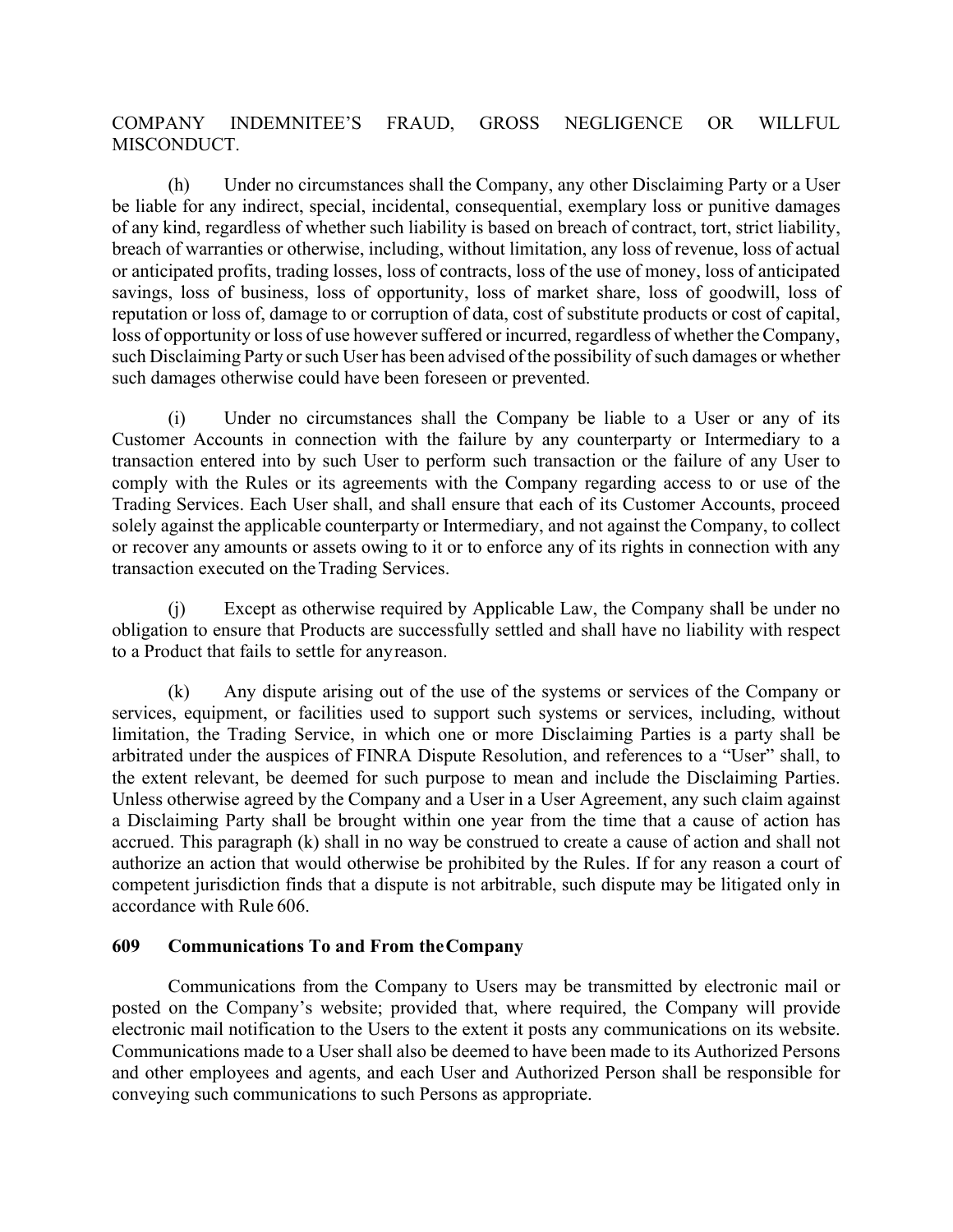COMPANY INDEMNITEE'S FRAUD, GROSS NEGLIGENCE OR WILLFUL MISCONDUCT.

(h) Under no circumstances shall the Company, any other Disclaiming Party or a User be liable for any indirect, special, incidental, consequential, exemplary loss or punitive damages of any kind, regardless of whether such liability is based on breach of contract, tort, strict liability, breach of warranties or otherwise, including, without limitation, any loss of revenue, loss of actual or anticipated profits, trading losses, loss of contracts, loss of the use of money, loss of anticipated savings, loss of business, loss of opportunity, loss of market share, loss of goodwill, loss of reputation or loss of, damage to or corruption of data, cost of substitute products or cost of capital, loss of opportunity or loss of use however suffered or incurred, regardless of whether the Company, such Disclaiming Party or such User has been advised of the possibility of such damages or whether such damages otherwise could have been foreseen or prevented.

(i) Under no circumstances shall the Company be liable to a User or any of its Customer Accounts in connection with the failure by any counterparty or Intermediary to a transaction entered into by such User to perform such transaction or the failure of any User to comply with the Rules or its agreements with the Company regarding access to or use of the Trading Services. Each User shall, and shall ensure that each of its Customer Accounts, proceed solely against the applicable counterparty or Intermediary, and not against the Company, to collect or recover any amounts or assets owing to it or to enforce any of its rights in connection with any transaction executed on the Trading Services.

(j) Except as otherwise required by Applicable Law, the Company shall be under no obligation to ensure that Products are successfully settled and shall have no liability with respect to a Product that fails to settle for any reason.

(k) Any dispute arising out of the use of the systems or services of the Company or services, equipment, or facilities used to support such systems or services, including, without limitation, the Trading Service, in which one or more Disclaiming Parties is a party shall be arbitrated under the auspices of FINRA Dispute Resolution, and references to a "User" shall, to the extent relevant, be deemed for such purpose to mean and include the Disclaiming Parties. Unless otherwise agreed by the Company and a User in a User Agreement, any such claim against a Disclaiming Party shall be brought within one year from the time that a cause of action has accrued. This paragraph (k) shall in no way be construed to create a cause of action and shall not authorize an action that would otherwise be prohibited by the Rules. If for any reason a court of competent jurisdiction finds that a dispute is not arbitrable, such dispute may be litigated only in accordance with Rule 606.

### 609 Communications To and From the Company

Communications from the Company to Users may be transmitted by electronic mail or posted on the Company's website; provided that, where required, the Company will provide electronic mail notification to the Users to the extent it posts any communications on its website. Communications made to a User shall also be deemed to have been made to its Authorized Persons and other employees and agents, and each User and Authorized Person shall be responsible for conveying such communications to such Persons as appropriate.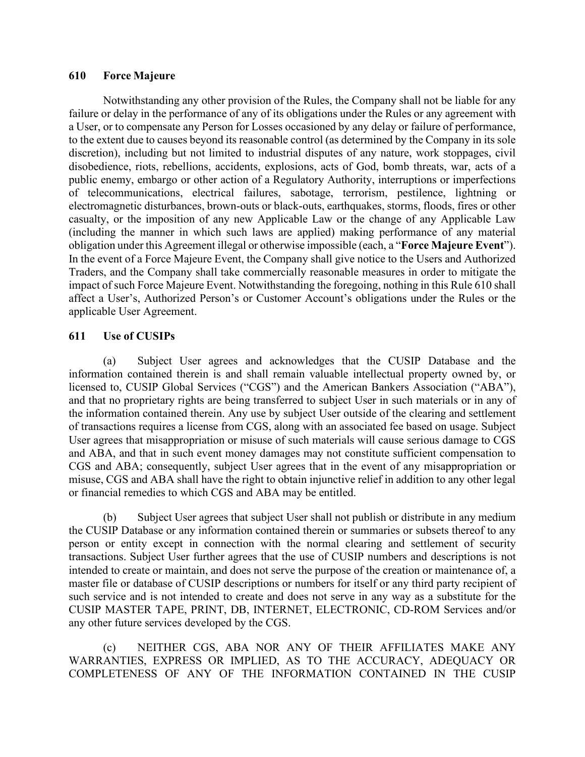## 610 Force Majeure

Notwithstanding any other provision of the Rules, the Company shall not be liable for any failure or delay in the performance of any of its obligations under the Rules or any agreement with a User, or to compensate any Person for Losses occasioned by any delay or failure of performance, to the extent due to causes beyond its reasonable control (as determined by the Company in its sole discretion), including but not limited to industrial disputes of any nature, work stoppages, civil disobedience, riots, rebellions, accidents, explosions, acts of God, bomb threats, war, acts of a public enemy, embargo or other action of a Regulatory Authority, interruptions or imperfections of telecommunications, electrical failures, sabotage, terrorism, pestilence, lightning or electromagnetic disturbances, brown-outs or black-outs, earthquakes, storms, floods, fires or other casualty, or the imposition of any new Applicable Law or the change of any Applicable Law (including the manner in which such laws are applied) making performance of any material obligation under this Agreement illegal or otherwise impossible (each, a "**Force Majeure Event**"). In the event of a Force Majeure Event, the Company shall give notice to the Users and Authorized Traders, and the Company shall take commercially reasonable measures in order to mitigate the impact of such Force Majeure Event. Notwithstanding the foregoing, nothing in this Rule 610 shall affect a User's, Authorized Person's or Customer Account's obligations under the Rules or the applicable User Agreement.

## 611 Use of CUSIPs

(a) Subject User agrees and acknowledges that the CUSIP Database and the information contained therein is and shall remain valuable intellectual property owned by, or licensed to, CUSIP Global Services ("CGS") and the American Bankers Association ("ABA"), and that no proprietary rights are being transferred to subject User in such materials or in any of the information contained therein. Any use by subject User outside of the clearing and settlement of transactions requires a license from CGS, along with an associated fee based on usage. Subject User agrees that misappropriation or misuse of such materials will cause serious damage to CGS and ABA, and that in such event money damages may not constitute sufficient compensation to CGS and ABA; consequently, subject User agrees that in the event of any misappropriation or misuse, CGS and ABA shall have the right to obtain injunctive relief in addition to any other legal or financial remedies to which CGS and ABA may be entitled.

(b) Subject User agrees that subject User shall not publish or distribute in any medium the CUSIP Database or any information contained therein or summaries or subsets thereof to any person or entity except in connection with the normal clearing and settlement of security transactions. Subject User further agrees that the use of CUSIP numbers and descriptions is not intended to create or maintain, and does not serve the purpose of the creation or maintenance of, a master file or database of CUSIP descriptions or numbers for itself or any third party recipient of such service and is not intended to create and does not serve in any way as a substitute for the CUSIP MASTER TAPE, PRINT, DB, INTERNET, ELECTRONIC, CD-ROM Services and/or any other future services developed by the CGS.

(c) NEITHER CGS, ABA NOR ANY OF THEIR AFFILIATES MAKE ANY WARRANTIES, EXPRESS OR IMPLIED, AS TO THE ACCURACY, ADEQUACY OR COMPLETENESS OF ANY OF THE INFORMATION CONTAINED IN THE CUSIP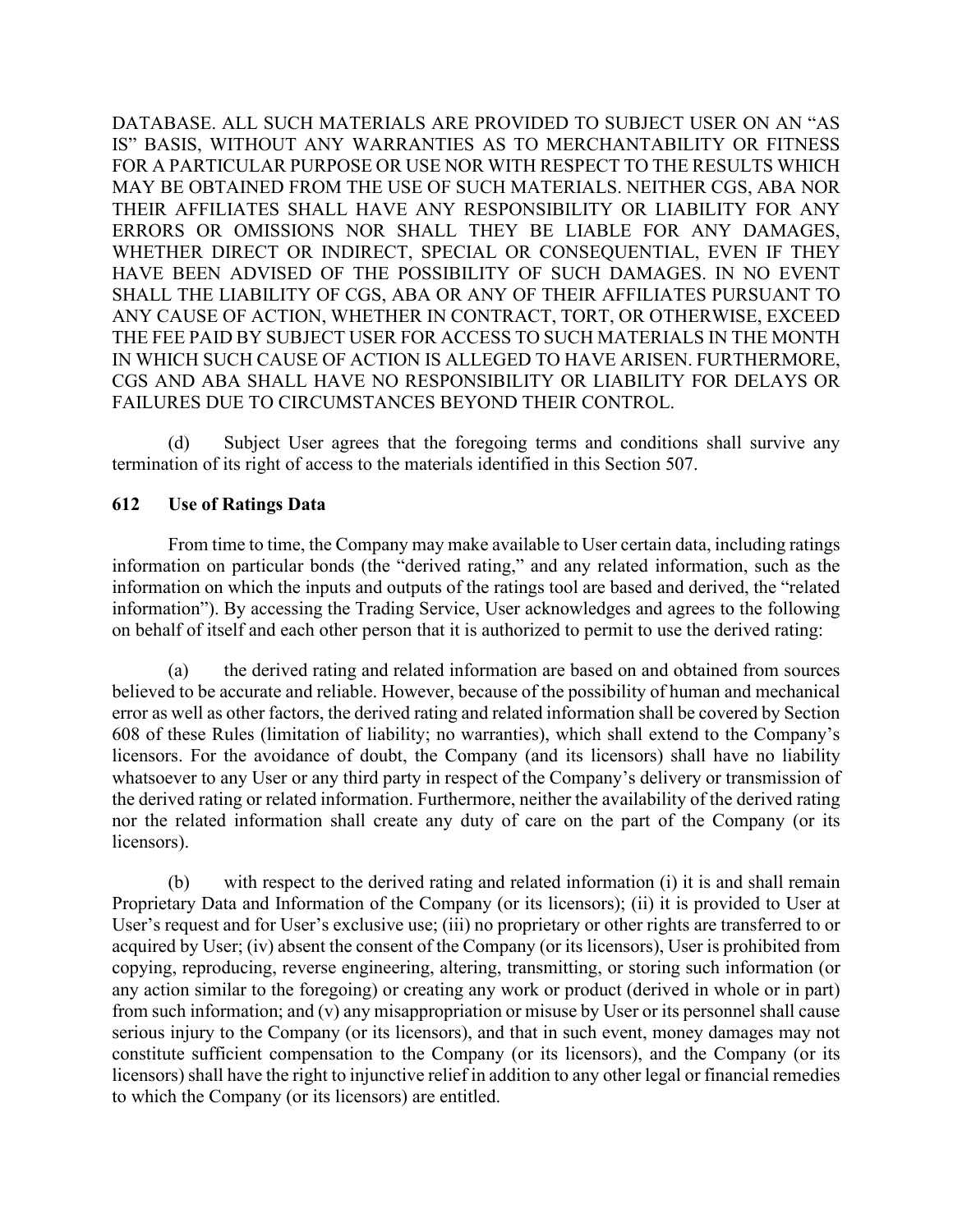DATABASE. ALL SUCH MATERIALS ARE PROVIDED TO SUBJECT USER ON AN "AS IS" BASIS, WITHOUT ANY WARRANTIES AS TO MERCHANTABILITY OR FITNESS FOR A PARTICULAR PURPOSE OR USE NOR WITH RESPECT TO THE RESULTS WHICH MAY BE OBTAINED FROM THE USE OF SUCH MATERIALS. NEITHER CGS, ABA NOR THEIR AFFILIATES SHALL HAVE ANY RESPONSIBILITY OR LIABILITY FOR ANY ERRORS OR OMISSIONS NOR SHALL THEY BE LIABLE FOR ANY DAMAGES, WHETHER DIRECT OR INDIRECT, SPECIAL OR CONSEQUENTIAL, EVEN IF THEY HAVE BEEN ADVISED OF THE POSSIBILITY OF SUCH DAMAGES. IN NO EVENT SHALL THE LIABILITY OF CGS, ABA OR ANY OF THEIR AFFILIATES PURSUANT TO ANY CAUSE OF ACTION, WHETHER IN CONTRACT, TORT, OR OTHERWISE, EXCEED THE FEE PAID BY SUBJECT USER FOR ACCESS TO SUCH MATERIALS IN THE MONTH IN WHICH SUCH CAUSE OF ACTION IS ALLEGED TO HAVE ARISEN. FURTHERMORE, CGS AND ABA SHALL HAVE NO RESPONSIBILITY OR LIABILITY FOR DELAYS OR FAILURES DUE TO CIRCUMSTANCES BEYOND THEIR CONTROL.

(d) Subject User agrees that the foregoing terms and conditions shall survive any termination of its right of access to the materials identified in this Section 507.

**612 Use of Ratings Data**

From time to time, the Company may make available to User certain data, including ratings information on particular bonds (the "derived rating," and any related information, such as the information on which the inputs and outputs of the ratings tool are based and derived, the "related information"). By accessing the Trading Service, User acknowledges and agrees to the following on behalf of itself and each other person that it is authorized to permit to use the derived rating:

(a) the derived rating and related information are based on and obtained from sources believed to be accurate and reliable. However, because of the possibility of human and mechanical error as well as other factors, the derived rating and related information shall be covered by Section 608 of these Rules (limitation of liability; no warranties), which shall extend to the Company's licensors. For the avoidance of doubt, the Company (and its licensors) shall have no liability whatsoever to any User or any third party in respect of the Company's delivery or transmission of the derived rating or related information. Furthermore, neither the availability of the derived rating nor the related information shall create any duty of care on the part of the Company (or its licensors).

(b) with respect to the derived rating and related information (i) it is and shall remain Proprietary Data and Information of the Company (or its licensors); (ii) it is provided to User at User's request and for User's exclusive use; (iii) no proprietary or other rights are transferred to or acquired by User; (iv) absent the consent of the Company (or its licensors), User is prohibited from copying, reproducing, reverse engineering, altering, transmitting, or storing such information (or any action similar to the foregoing) or creating any work or product (derived in whole or in part) from such information; and (v) any misappropriation or misuse by User or its personnel shall cause serious injury to the Company (or its licensors), and that in such event, money damages may not constitute sufficient compensation to the Company (or its licensors), and the Company (or its licensors) shall have the right to injunctive relief in addition to any other legal or financial remedies to which the Company (or its licensors) are entitled.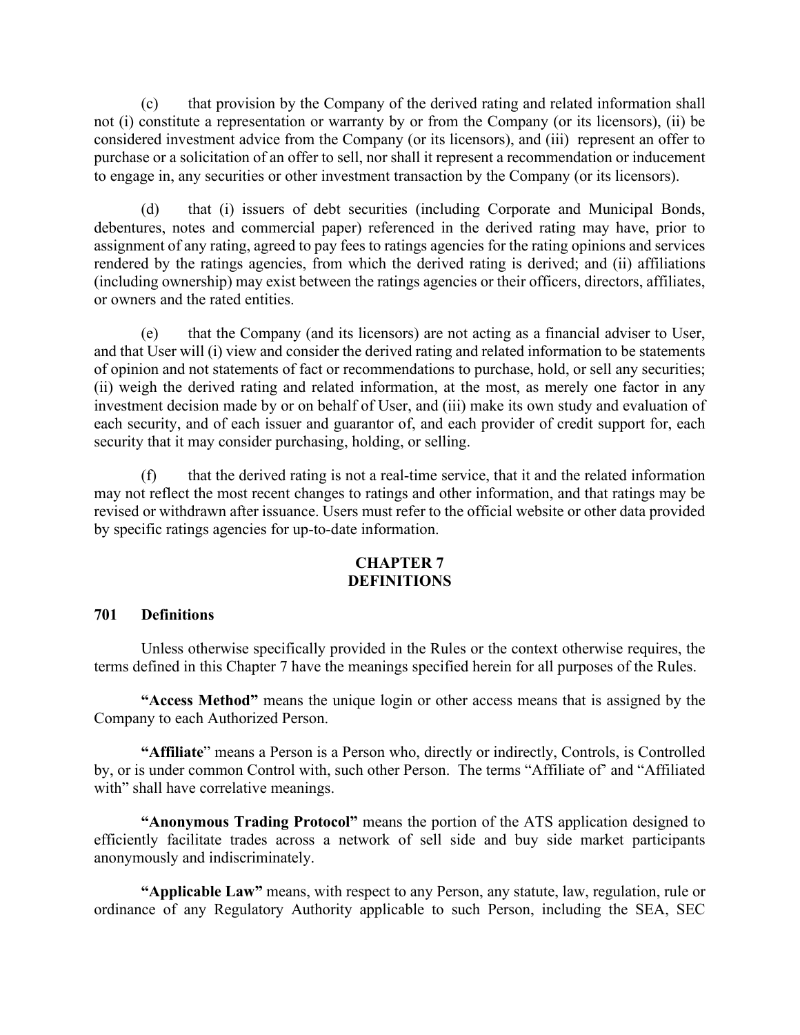(c) that provision by the Company of the derived rating and related information shall not (i) constitute a representation or warranty by or from the Company (or its licensors), (ii) be considered investment advice from the Company (or its licensors), and (iii) represent an offer to purchase or a solicitation of an offer to sell, nor shall it represent a recommendation or inducement to engage in, any securities or other investment transaction by the Company (or its licensors).

(d) that (i) issuers of debt securities (including Corporate and Municipal Bonds, debentures, notes and commercial paper) referenced in the derived rating may have, prior to assignment of any rating, agreed to pay fees to ratings agencies for the rating opinions and services rendered by the ratings agencies, from which the derived rating is derived; and (ii) affiliations (including ownership) may exist between the ratings agencies or their officers, directors, affiliates, or owners and the rated entities.

(e) that the Company (and its licensors) are not acting as a financial adviser to User, and that User will (i) view and consider the derived rating and related information to be statements of opinion and not statements of fact or recommendations to purchase, hold, or sell any securities; (ii) weigh the derived rating and related information, at the most, as merely one factor in any investment decision made by or on behalf of User, and (iii) make its own study and evaluation of each security, and of each issuer and guarantor of, and each provider of credit support for, each security that it may consider purchasing, holding, or selling.

(f) that the derived rating is not a real-time service, that it and the related information may not reflect the most recent changes to ratings and other information, and that ratings may be revised or withdrawn after issuance. Users must refer to the official website or other data provided by specific ratings agencies for up-to-date information.

## CHAPTER 7
## DEFINITIONS

### 701 Definitions

Unless otherwise specifically provided in the Rules or the context otherwise requires, the terms defined in this Chapter 7 have the meanings specified herein for all purposes of the Rules.

**"Access Method"** means the unique login or other access means that is assigned by the Company to each Authorized Person.

**"Affiliate"** means a Person is a Person who, directly or indirectly, Controls, is Controlled by, or is under common Control with, such other Person. The terms "Affiliate of' and "Affiliated with" shall have correlative meanings.

**"Anonymous Trading Protocol"** means the portion of the ATS application designed to efficiently facilitate trades across a network of sell side and buy side market participants anonymously and indiscriminately.

**"Applicable Law"** means, with respect to any Person, any statute, law, regulation, rule or ordinance of any Regulatory Authority applicable to such Person, including the SEA, SEC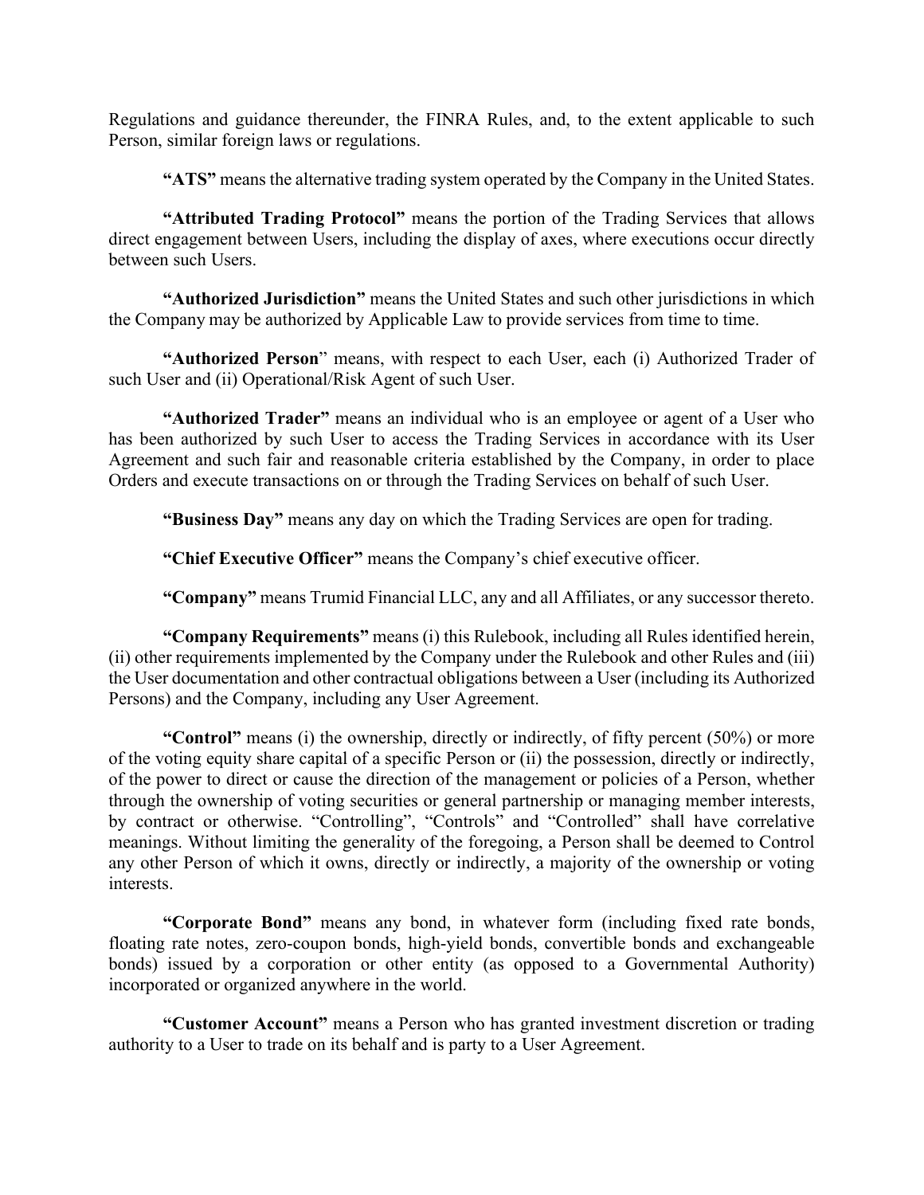Regulations and guidance thereunder, the FINRA Rules, and, to the extent applicable to such Person, similar foreign laws or regulations.

**"ATS"** means the alternative trading system operated by the Company in the United States.

**"Attributed Trading Protocol"** means the portion of the Trading Services that allows direct engagement between Users, including the display of axes, where executions occur directly between such Users.

**"Authorized Jurisdiction"** means the United States and such other jurisdictions in which the Company may be authorized by Applicable Law to provide services from time to time.

**"Authorized Person"** means, with respect to each User, each (i) Authorized Trader of such User and (ii) Operational/Risk Agent of such User.

**"Authorized Trader"** means an individual who is an employee or agent of a User who has been authorized by such User to access the Trading Services in accordance with its User Agreement and such fair and reasonable criteria established by the Company, in order to place Orders and execute transactions on or through the Trading Services on behalf of such User.

**"Business Day"** means any day on which the Trading Services are open for trading.

**"Chief Executive Officer"** means the Company's chief executive officer.

**"Company"** means Trumid Financial LLC, any and all Affiliates, or any successor thereto.

**"Company Requirements"** means (i) this Rulebook, including all Rules identified herein, (ii) other requirements implemented by the Company under the Rulebook and other Rules and (iii) the User documentation and other contractual obligations between a User (including its Authorized Persons) and the Company, including any User Agreement.

**"Control"** means (i) the ownership, directly or indirectly, of fifty percent (50%) or more of the voting equity share capital of a specific Person or (ii) the possession, directly or indirectly, of the power to direct or cause the direction of the management or policies of a Person, whether through the ownership of voting securities or general partnership or managing member interests, by contract or otherwise. "Controlling", "Controls" and "Controlled" shall have correlative meanings. Without limiting the generality of the foregoing, a Person shall be deemed to Control any other Person of which it owns, directly or indirectly, a majority of the ownership or voting interests.

**"Corporate Bond"** means any bond, in whatever form (including fixed rate bonds, floating rate notes, zero-coupon bonds, high-yield bonds, convertible bonds and exchangeable bonds) issued by a corporation or other entity (as opposed to a Governmental Authority) incorporated or organized anywhere in the world.

**"Customer Account"** means a Person who has granted investment discretion or trading authority to a User to trade on its behalf and is party to a User Agreement.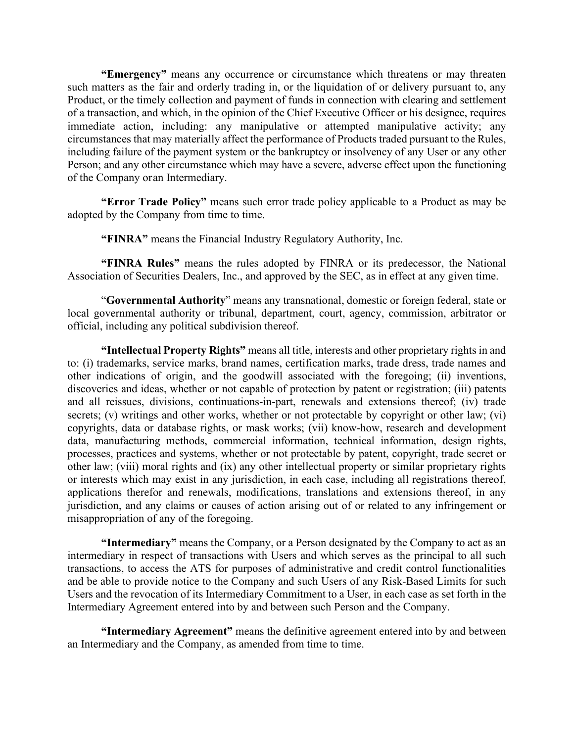**"Emergency"** means any occurrence or circumstance which threatens or may threaten such matters as the fair and orderly trading in, or the liquidation of or delivery pursuant to, any Product, or the timely collection and payment of funds in connection with clearing and settlement of a transaction, and which, in the opinion of the Chief Executive Officer or his designee, requires immediate action, including: any manipulative or attempted manipulative activity; any circumstances that may materially affect the performance of Products traded pursuant to the Rules, including failure of the payment system or the bankruptcy or insolvency of any User or any other Person; and any other circumstance which may have a severe, adverse effect upon the functioning of the Company oran Intermediary.

**"Error Trade Policy"** means such error trade policy applicable to a Product as may be adopted by the Company from time to time.

**"FINRA"** means the Financial Industry Regulatory Authority, Inc.

**"FINRA Rules"** means the rules adopted by FINRA or its predecessor, the National Association of Securities Dealers, Inc., and approved by the SEC, as in effect at any given time.

"**Governmental Authority**" means any transnational, domestic or foreign federal, state or local governmental authority or tribunal, department, court, agency, commission, arbitrator or official, including any political subdivision thereof.

**"Intellectual Property Rights"** means all title, interests and other proprietary rights in and to: (i) trademarks, service marks, brand names, certification marks, trade dress, trade names and other indications of origin, and the goodwill associated with the foregoing; (ii) inventions, discoveries and ideas, whether or not capable of protection by patent or registration; (iii) patents and all reissues, divisions, continuations-in-part, renewals and extensions thereof; (iv) trade secrets; (v) writings and other works, whether or not protectable by copyright or other law; (vi) copyrights, data or database rights, or mask works; (vii) know-how, research and development data, manufacturing methods, commercial information, technical information, design rights, processes, practices and systems, whether or not protectable by patent, copyright, trade secret or other law; (viii) moral rights and (ix) any other intellectual property or similar proprietary rights or interests which may exist in any jurisdiction, in each case, including all registrations thereof, applications therefor and renewals, modifications, translations and extensions thereof, in any jurisdiction, and any claims or causes of action arising out of or related to any infringement or misappropriation of any of the foregoing.

**"Intermediary"** means the Company, or a Person designated by the Company to act as an intermediary in respect of transactions with Users and which serves as the principal to all such transactions, to access the ATS for purposes of administrative and credit control functionalities and be able to provide notice to the Company and such Users of any Risk-Based Limits for such Users and the revocation of its Intermediary Commitment to a User, in each case as set forth in the Intermediary Agreement entered into by and between such Person and the Company.

**"Intermediary Agreement"** means the definitive agreement entered into by and between an Intermediary and the Company, as amended from time to time.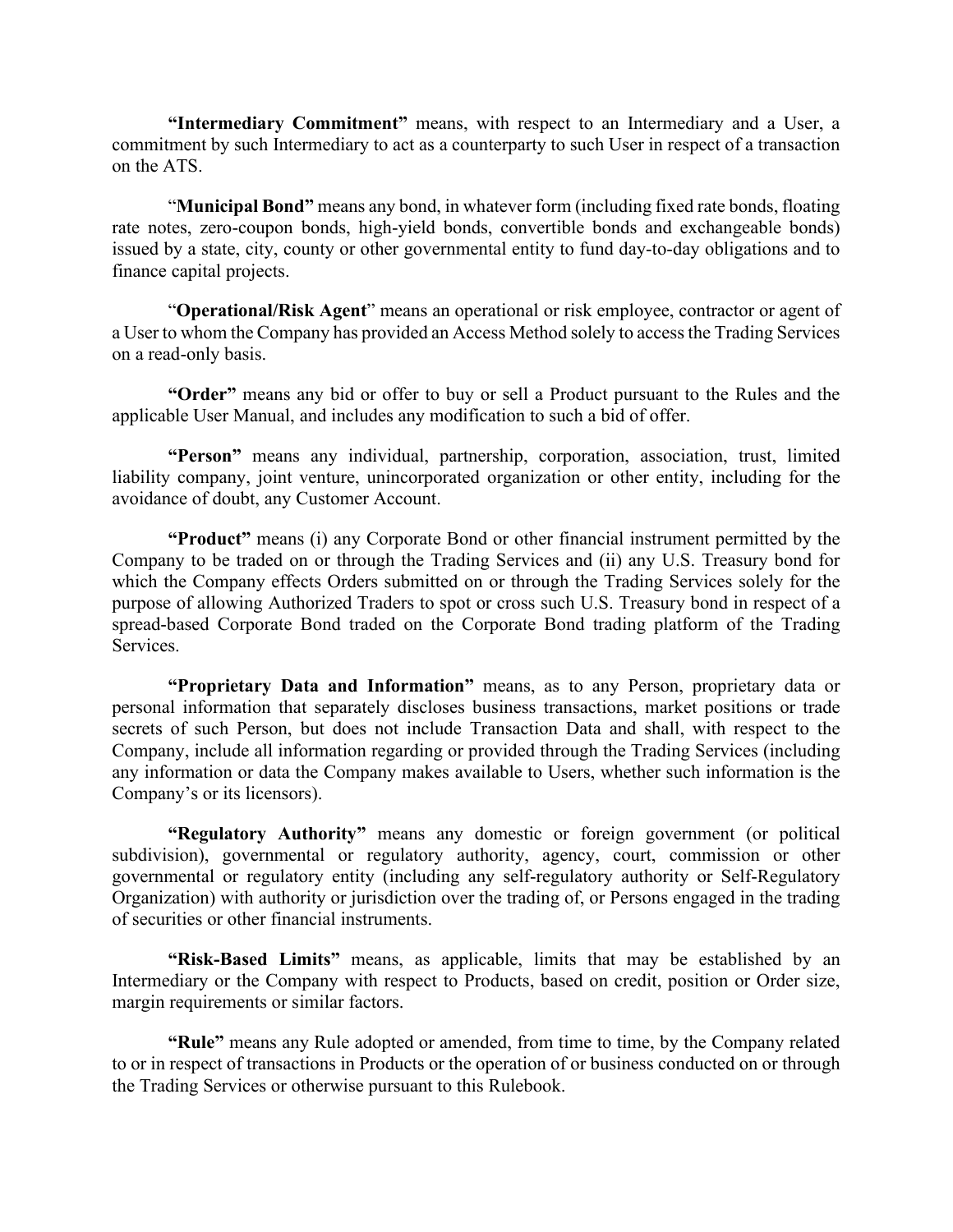**"Intermediary Commitment"** means, with respect to an Intermediary and a User, a commitment by such Intermediary to act as a counterparty to such User in respect of a transaction on the ATS.

"**Municipal Bond"** means any bond, in whatever form (including fixed rate bonds, floating rate notes, zero-coupon bonds, high-yield bonds, convertible bonds and exchangeable bonds) issued by a state, city, county or other governmental entity to fund day-to-day obligations and to finance capital projects.

"**Operational/Risk Agent**" means an operational or risk employee, contractor or agent of a User to whom the Company has provided an Access Method solely to access the Trading Services on a read-only basis.

**"Order"** means any bid or offer to buy or sell a Product pursuant to the Rules and the applicable User Manual, and includes any modification to such a bid of offer.

**"Person"** means any individual, partnership, corporation, association, trust, limited liability company, joint venture, unincorporated organization or other entity, including for the avoidance of doubt, any Customer Account.

**"Product"** means (i) any Corporate Bond or other financial instrument permitted by the Company to be traded on or through the Trading Services and (ii) any U.S. Treasury bond for which the Company effects Orders submitted on or through the Trading Services solely for the purpose of allowing Authorized Traders to spot or cross such U.S. Treasury bond in respect of a spread-based Corporate Bond traded on the Corporate Bond trading platform of the Trading Services.

**"Proprietary Data and Information"** means, as to any Person, proprietary data or personal information that separately discloses business transactions, market positions or trade secrets of such Person, but does not include Transaction Data and shall, with respect to the Company, include all information regarding or provided through the Trading Services (including any information or data the Company makes available to Users, whether such information is the Company's or its licensors).

**"Regulatory Authority"** means any domestic or foreign government (or political subdivision), governmental or regulatory authority, agency, court, commission or other governmental or regulatory entity (including any self-regulatory authority or Self-Regulatory Organization) with authority or jurisdiction over the trading of, or Persons engaged in the trading of securities or other financial instruments.

**"Risk-Based Limits"** means, as applicable, limits that may be established by an Intermediary or the Company with respect to Products, based on credit, position or Order size, margin requirements or similar factors.

**"Rule"** means any Rule adopted or amended, from time to time, by the Company related to or in respect of transactions in Products or the operation of or business conducted on or through the Trading Services or otherwise pursuant to this Rulebook.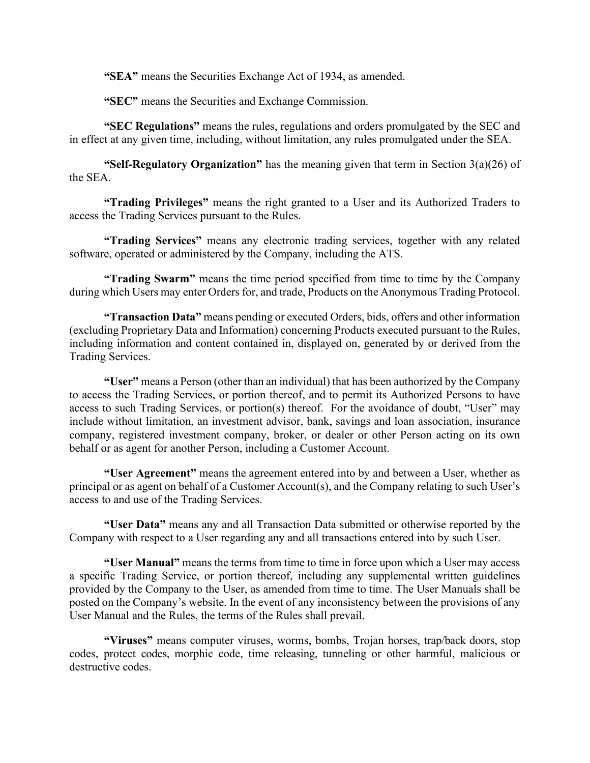**"SEA"** means the Securities Exchange Act of 1934, as amended.

**"SEC"** means the Securities and Exchange Commission.

**"SEC Regulations"** means the rules, regulations and orders promulgated by the SEC and in effect at any given time, including, without limitation, any rules promulgated under the SEA.

**"Self-Regulatory Organization"** has the meaning given that term in Section 3(a)(26) of the SEA.

**"Trading Privileges"** means the right granted to a User and its Authorized Traders to access the Trading Services pursuant to the Rules.

**"Trading Services"** means any electronic trading services, together with any related software, operated or administered by the Company, including the ATS.

**"Trading Swarm"** means the time period specified from time to time by the Company during which Users may enter Orders for, and trade, Products on the Anonymous Trading Protocol.

**"Transaction Data"** means pending or executed Orders, bids, offers and other information (excluding Proprietary Data and Information) concerning Products executed pursuant to the Rules, including information and content contained in, displayed on, generated by or derived from the Trading Services.

**"User"** means a Person (other than an individual) that has been authorized by the Company to access the Trading Services, or portion thereof, and to permit its Authorized Persons to have access to such Trading Services, or portion(s) thereof. For the avoidance of doubt, "User" may include without limitation, an investment advisor, bank, savings and loan association, insurance company, registered investment company, broker, or dealer or other Person acting on its own behalf or as agent for another Person, including a Customer Account.

**"User Agreement"** means the agreement entered into by and between a User, whether as principal or as agent on behalf of a Customer Account(s), and the Company relating to such User's access to and use of the Trading Services.

**"User Data"** means any and all Transaction Data submitted or otherwise reported by the Company with respect to a User regarding any and all transactions entered into by such User.

**"User Manual"** means the terms from time to time in force upon which a User may access a specific Trading Service, or portion thereof, including any supplemental written guidelines provided by the Company to the User, as amended from time to time. The User Manuals shall be posted on the Company's website. In the event of any inconsistency between the provisions of any User Manual and the Rules, the terms of the Rules shall prevail.

**"Viruses"** means computer viruses, worms, bombs, Trojan horses, trap/back doors, stop codes, protect codes, morphic code, time releasing, tunneling or other harmful, malicious or destructive codes.